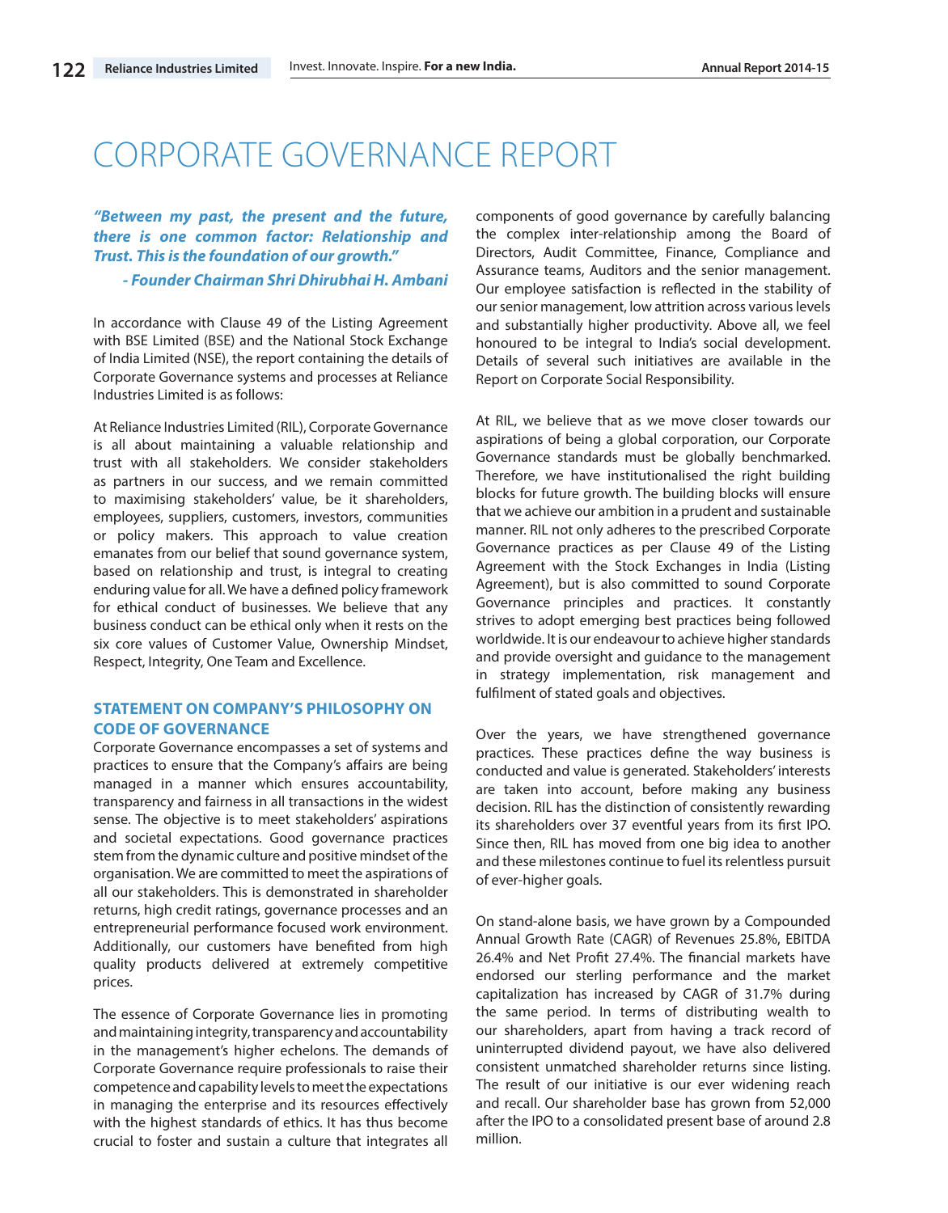# CORPORATE GOVERNANCE REPORT

***"Between my past, the present and the future, there is one common factor: Relationship and Trust. This is the foundation of our growth."***

***- Founder Chairman Shri Dhirubhai H. Ambani***

In accordance with Clause 49 of the Listing Agreement with BSE Limited (BSE) and the National Stock Exchange of India Limited (NSE), the report containing the details of Corporate Governance systems and processes at Reliance Industries Limited is as follows:

At Reliance Industries Limited (RIL), Corporate Governance is all about maintaining a valuable relationship and trust with all stakeholders. We consider stakeholders as partners in our success, and we remain committed to maximising stakeholders' value, be it shareholders, employees, suppliers, customers, investors, communities or policy makers. This approach to value creation emanates from our belief that sound governance system, based on relationship and trust, is integral to creating enduring value for all. We have a defined policy framework for ethical conduct of businesses. We believe that any business conduct can be ethical only when it rests on the six core values of Customer Value, Ownership Mindset, Respect, Integrity, One Team and Excellence.

## STATEMENT ON COMPANY'S PHILOSOPHY ON CODE OF GOVERNANCE

Corporate Governance encompasses a set of systems and practices to ensure that the Company's affairs are being managed in a manner which ensures accountability, transparency and fairness in all transactions in the widest sense. The objective is to meet stakeholders' aspirations and societal expectations. Good governance practices stem from the dynamic culture and positive mindset of the organisation. We are committed to meet the aspirations of all our stakeholders. This is demonstrated in shareholder returns, high credit ratings, governance processes and an entrepreneurial performance focused work environment. Additionally, our customers have benefited from high quality products delivered at extremely competitive prices.

The essence of Corporate Governance lies in promoting and maintaining integrity, transparency and accountability in the management's higher echelons. The demands of Corporate Governance require professionals to raise their competence and capability levels to meet the expectations in managing the enterprise and its resources effectively with the highest standards of ethics. It has thus become crucial to foster and sustain a culture that integrates all components of good governance by carefully balancing the complex inter-relationship among the Board of Directors, Audit Committee, Finance, Compliance and Assurance teams, Auditors and the senior management. Our employee satisfaction is reflected in the stability of our senior management, low attrition across various levels and substantially higher productivity. Above all, we feel honoured to be integral to India's social development. Details of several such initiatives are available in the Report on Corporate Social Responsibility.

At RIL, we believe that as we move closer towards our aspirations of being a global corporation, our Corporate Governance standards must be globally benchmarked. Therefore, we have institutionalised the right building blocks for future growth. The building blocks will ensure that we achieve our ambition in a prudent and sustainable manner. RIL not only adheres to the prescribed Corporate Governance practices as per Clause 49 of the Listing Agreement with the Stock Exchanges in India (Listing Agreement), but is also committed to sound Corporate Governance principles and practices. It constantly strives to adopt emerging best practices being followed worldwide. It is our endeavour to achieve higher standards and provide oversight and guidance to the management in strategy implementation, risk management and fulfilment of stated goals and objectives.

Over the years, we have strengthened governance practices. These practices define the way business is conducted and value is generated. Stakeholders' interests are taken into account, before making any business decision. RIL has the distinction of consistently rewarding its shareholders over 37 eventful years from its first IPO. Since then, RIL has moved from one big idea to another and these milestones continue to fuel its relentless pursuit of ever-higher goals.

On stand-alone basis, we have grown by a Compounded Annual Growth Rate (CAGR) of Revenues 25.8%, EBITDA 26.4% and Net Profit 27.4%. The financial markets have endorsed our sterling performance and the market capitalization has increased by CAGR of 31.7% during the same period. In terms of distributing wealth to our shareholders, apart from having a track record of uninterrupted dividend payout, we have also delivered consistent unmatched shareholder returns since listing. The result of our initiative is our ever widening reach and recall. Our shareholder base has grown from 52,000 after the IPO to a consolidated present base of around 2.8 million.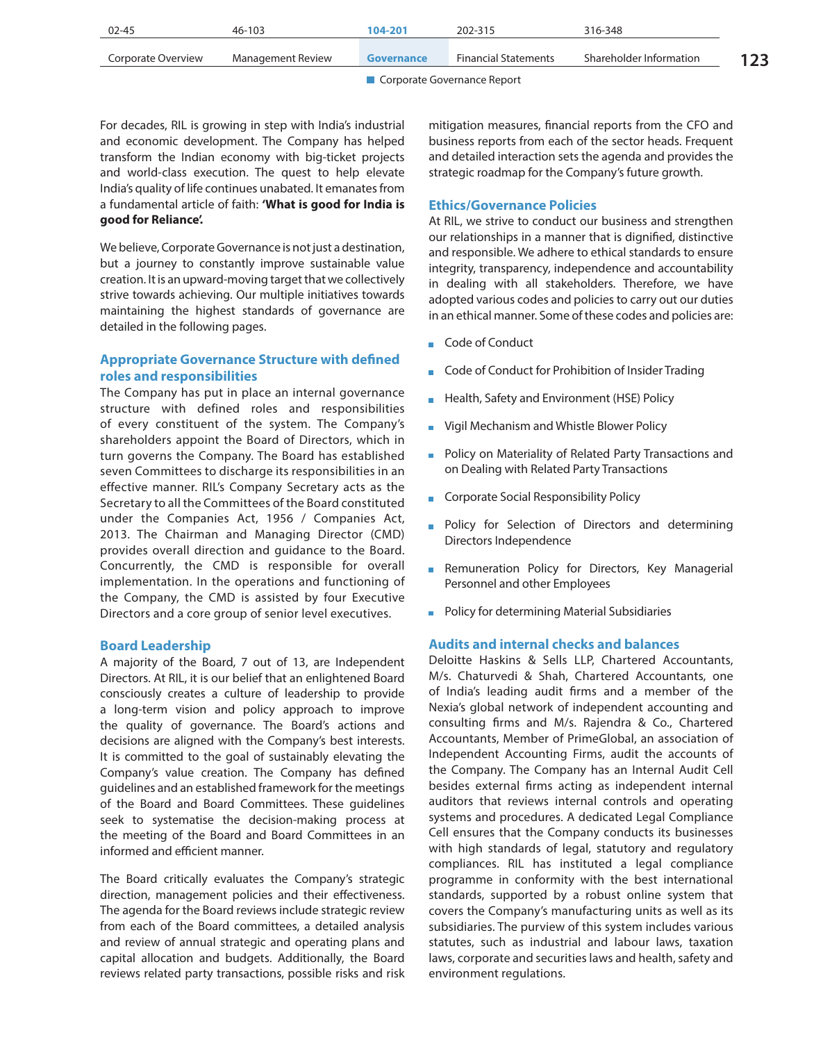For decades, RIL is growing in step with India's industrial and economic development. The Company has helped transform the Indian economy with big-ticket projects and world-class execution. The quest to help elevate India's quality of life continues unabated. It emanates from a fundamental article of faith: **'What is good for India is good for Reliance'.**

We believe, Corporate Governance is not just a destination, but a journey to constantly improve sustainable value creation. It is an upward-moving target that we collectively strive towards achieving. Our multiple initiatives towards maintaining the highest standards of governance are detailed in the following pages.

## Appropriate Governance Structure with defined roles and responsibilities

The Company has put in place an internal governance structure with defined roles and responsibilities of every constituent of the system. The Company's shareholders appoint the Board of Directors, which in turn governs the Company. The Board has established seven Committees to discharge its responsibilities in an effective manner. RIL's Company Secretary acts as the Secretary to all the Committees of the Board constituted under the Companies Act, 1956 / Companies Act, 2013. The Chairman and Managing Director (CMD) provides overall direction and guidance to the Board. Concurrently, the CMD is responsible for overall implementation. In the operations and functioning of the Company, the CMD is assisted by four Executive Directors and a core group of senior level executives.

## Board Leadership

A majority of the Board, 7 out of 13, are Independent Directors. At RIL, it is our belief that an enlightened Board consciously creates a culture of leadership to provide a long-term vision and policy approach to improve the quality of governance. The Board's actions and decisions are aligned with the Company's best interests. It is committed to the goal of sustainably elevating the Company's value creation. The Company has defined guidelines and an established framework for the meetings of the Board and Board Committees. These guidelines seek to systematise the decision-making process at the meeting of the Board and Board Committees in an informed and efficient manner.

The Board critically evaluates the Company's strategic direction, management policies and their effectiveness. The agenda for the Board reviews include strategic review from each of the Board committees, a detailed analysis and review of annual strategic and operating plans and capital allocation and budgets. Additionally, the Board reviews related party transactions, possible risks and risk mitigation measures, financial reports from the CFO and business reports from each of the sector heads. Frequent and detailed interaction sets the agenda and provides the strategic roadmap for the Company's future growth.

## Ethics/Governance Policies

At RIL, we strive to conduct our business and strengthen our relationships in a manner that is dignified, distinctive and responsible. We adhere to ethical standards to ensure integrity, transparency, independence and accountability in dealing with all stakeholders. Therefore, we have adopted various codes and policies to carry out our duties in an ethical manner. Some of these codes and policies are:

- Code of Conduct
- Code of Conduct for Prohibition of Insider Trading
- Health, Safety and Environment (HSE) Policy
- Vigil Mechanism and Whistle Blower Policy
- Policy on Materiality of Related Party Transactions and on Dealing with Related Party Transactions
- Corporate Social Responsibility Policy
- Policy for Selection of Directors and determining Directors Independence
- Remuneration Policy for Directors, Key Managerial Personnel and other Employees
- Policy for determining Material Subsidiaries

## Audits and internal checks and balances

Deloitte Haskins & Sells LLP, Chartered Accountants, M/s. Chaturvedi & Shah, Chartered Accountants, one of India's leading audit firms and a member of the Nexia's global network of independent accounting and consulting firms and M/s. Rajendra & Co., Chartered Accountants, Member of PrimeGlobal, an association of Independent Accounting Firms, audit the accounts of the Company. The Company has an Internal Audit Cell besides external firms acting as independent internal auditors that reviews internal controls and operating systems and procedures. A dedicated Legal Compliance Cell ensures that the Company conducts its businesses with high standards of legal, statutory and regulatory compliances. RIL has instituted a legal compliance programme in conformity with the best international standards, supported by a robust online system that covers the Company's manufacturing units as well as its subsidiaries. The purview of this system includes various statutes, such as industrial and labour laws, taxation laws, corporate and securities laws and health, safety and environment regulations.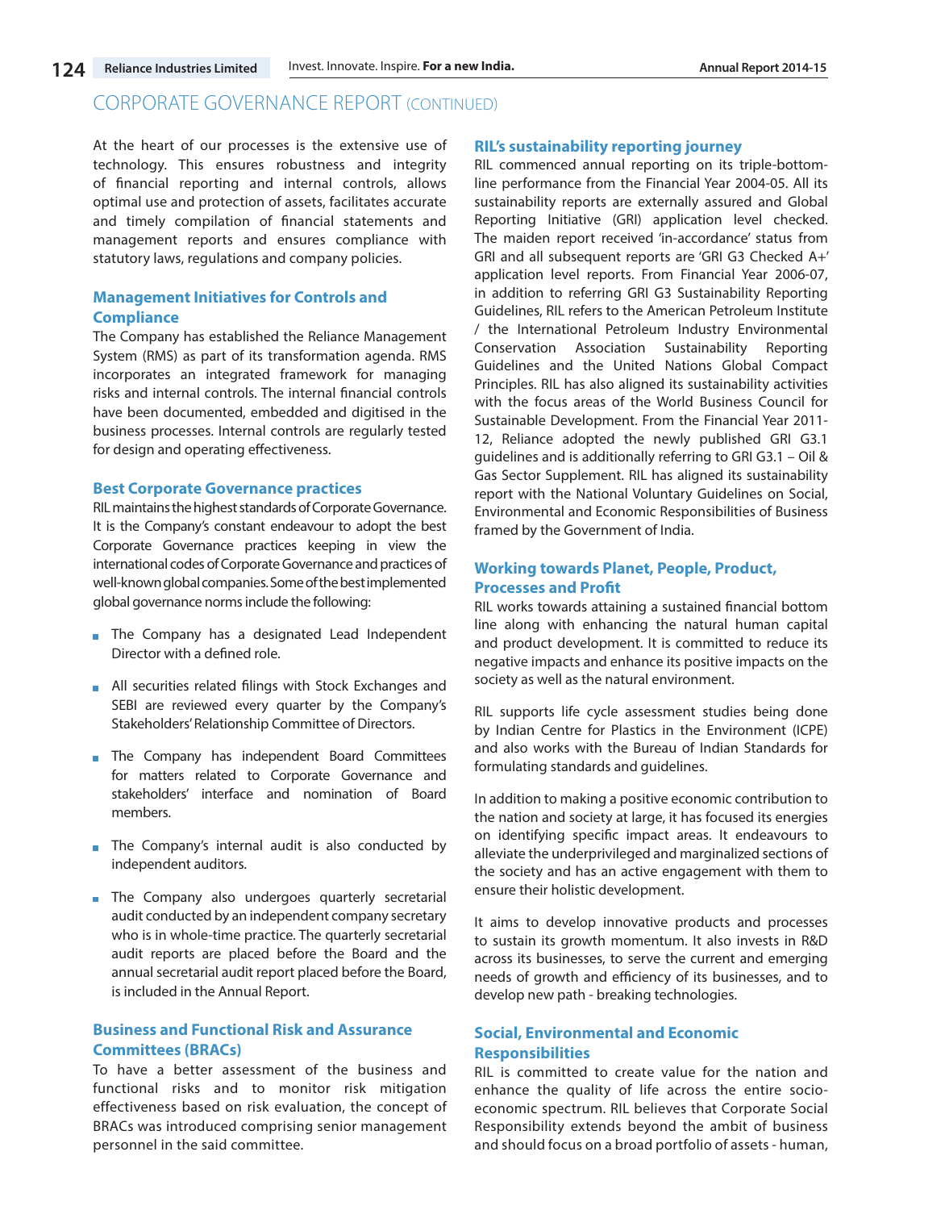## CORPORATE GOVERNANCE REPORT (CONTINUED)

At the heart of our processes is the extensive use of technology. This ensures robustness and integrity of financial reporting and internal controls, allows optimal use and protection of assets, facilitates accurate and timely compilation of financial statements and management reports and ensures compliance with statutory laws, regulations and company policies.

### Management Initiatives for Controls and Compliance

The Company has established the Reliance Management System (RMS) as part of its transformation agenda. RMS incorporates an integrated framework for managing risks and internal controls. The internal financial controls have been documented, embedded and digitised in the business processes. Internal controls are regularly tested for design and operating effectiveness.

### Best Corporate Governance practices

RIL maintains the highest standards of Corporate Governance. It is the Company's constant endeavour to adopt the best Corporate Governance practices keeping in view the international codes of Corporate Governance and practices of well-known global companies. Some of the best implemented global governance norms include the following:

- The Company has a designated Lead Independent Director with a defined role.
- All securities related filings with Stock Exchanges and SEBI are reviewed every quarter by the Company's Stakeholders' Relationship Committee of Directors.
- The Company has independent Board Committees for matters related to Corporate Governance and stakeholders' interface and nomination of Board members.
- The Company's internal audit is also conducted by independent auditors.
- The Company also undergoes quarterly secretarial audit conducted by an independent company secretary who is in whole-time practice. The quarterly secretarial audit reports are placed before the Board and the annual secretarial audit report placed before the Board, is included in the Annual Report.

### Business and Functional Risk and Assurance Committees (BRACs)

To have a better assessment of the business and functional risks and to monitor risk mitigation effectiveness based on risk evaluation, the concept of BRACs was introduced comprising senior management personnel in the said committee.

### RIL's sustainability reporting journey

RIL commenced annual reporting on its triple-bottom-line performance from the Financial Year 2004-05. All its sustainability reports are externally assured and Global Reporting Initiative (GRI) application level checked. The maiden report received 'in-accordance' status from GRI and all subsequent reports are 'GRI G3 Checked A+' application level reports. From Financial Year 2006-07, in addition to referring GRI G3 Sustainability Reporting Guidelines, RIL refers to the American Petroleum Institute / the International Petroleum Industry Environmental Conservation Association Sustainability Reporting Guidelines and the United Nations Global Compact Principles. RIL has also aligned its sustainability activities with the focus areas of the World Business Council for Sustainable Development. From the Financial Year 2011-12, Reliance adopted the newly published GRI G3.1 guidelines and is additionally referring to GRI G3.1 – Oil & Gas Sector Supplement. RIL has aligned its sustainability report with the National Voluntary Guidelines on Social, Environmental and Economic Responsibilities of Business framed by the Government of India.

### Working towards Planet, People, Product, Processes and Profit

RIL works towards attaining a sustained financial bottom line along with enhancing the natural human capital and product development. It is committed to reduce its negative impacts and enhance its positive impacts on the society as well as the natural environment.

RIL supports life cycle assessment studies being done by Indian Centre for Plastics in the Environment (ICPE) and also works with the Bureau of Indian Standards for formulating standards and guidelines.

In addition to making a positive economic contribution to the nation and society at large, it has focused its energies on identifying specific impact areas. It endeavours to alleviate the underprivileged and marginalized sections of the society and has an active engagement with them to ensure their holistic development.

It aims to develop innovative products and processes to sustain its growth momentum. It also invests in R&D across its businesses, to serve the current and emerging needs of growth and efficiency of its businesses, and to develop new path - breaking technologies.

### Social, Environmental and Economic Responsibilities

RIL is committed to create value for the nation and enhance the quality of life across the entire socio-economic spectrum. RIL believes that Corporate Social Responsibility extends beyond the ambit of business and should focus on a broad portfolio of assets - human,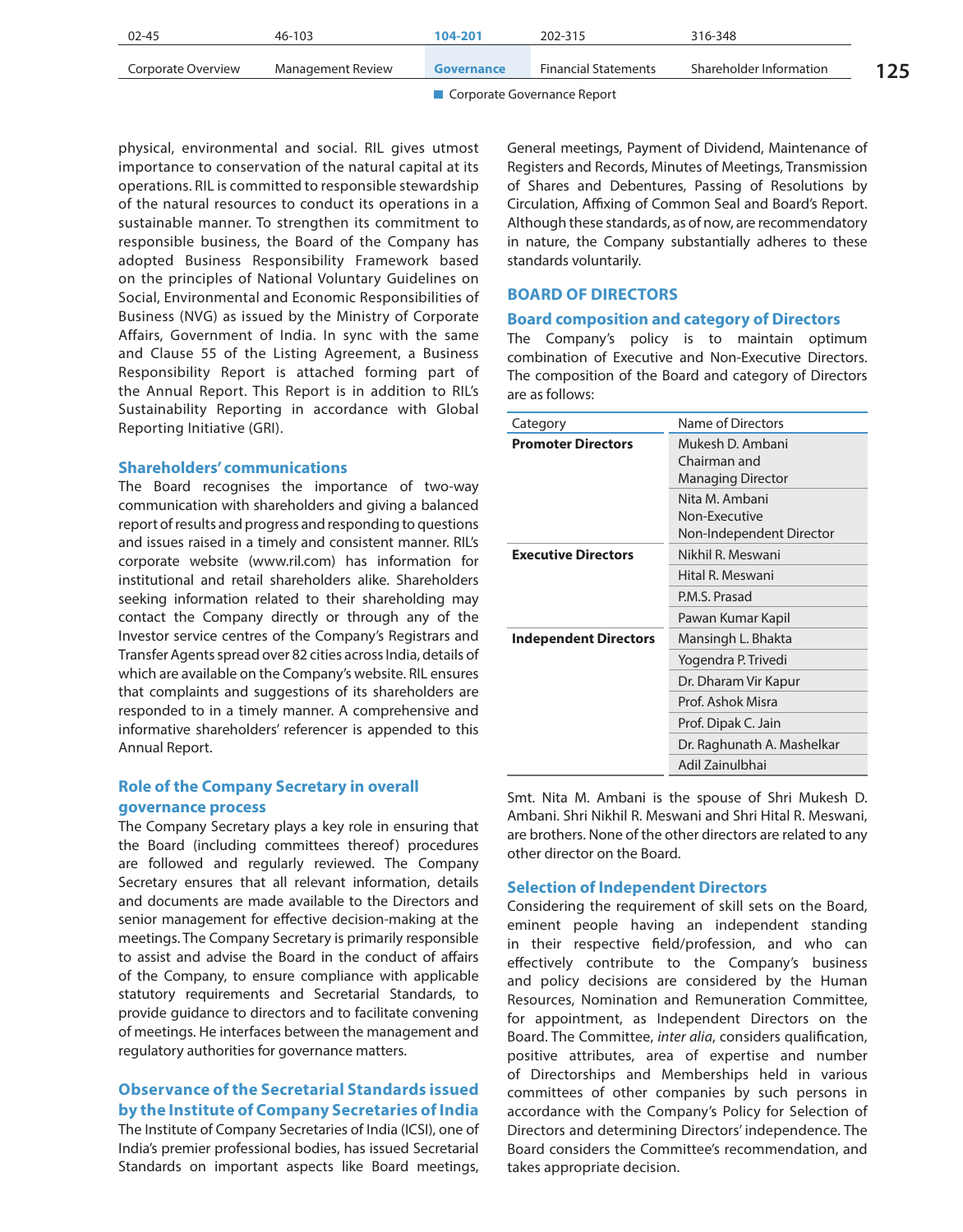physical, environmental and social. RIL gives utmost importance to conservation of the natural capital at its operations. RIL is committed to responsible stewardship of the natural resources to conduct its operations in a sustainable manner. To strengthen its commitment to responsible business, the Board of the Company has adopted Business Responsibility Framework based on the principles of National Voluntary Guidelines on Social, Environmental and Economic Responsibilities of Business (NVG) as issued by the Ministry of Corporate Affairs, Government of India. In sync with the same and Clause 55 of the Listing Agreement, a Business Responsibility Report is attached forming part of the Annual Report. This Report is in addition to RIL's Sustainability Reporting in accordance with Global Reporting Initiative (GRI).

### Shareholders' communications

The Board recognises the importance of two-way communication with shareholders and giving a balanced report of results and progress and responding to questions and issues raised in a timely and consistent manner. RIL's corporate website (www.ril.com) has information for institutional and retail shareholders alike. Shareholders seeking information related to their shareholding may contact the Company directly or through any of the Investor service centres of the Company's Registrars and Transfer Agents spread over 82 cities across India, details of which are available on the Company's website. RIL ensures that complaints and suggestions of its shareholders are responded to in a timely manner. A comprehensive and informative shareholders' referencer is appended to this Annual Report.

### Role of the Company Secretary in overall governance process

The Company Secretary plays a key role in ensuring that the Board (including committees thereof) procedures are followed and regularly reviewed. The Company Secretary ensures that all relevant information, details and documents are made available to the Directors and senior management for effective decision-making at the meetings. The Company Secretary is primarily responsible to assist and advise the Board in the conduct of affairs of the Company, to ensure compliance with applicable statutory requirements and Secretarial Standards, to provide guidance to directors and to facilitate convening of meetings. He interfaces between the management and regulatory authorities for governance matters.

### Observance of the Secretarial Standards issued by the Institute of Company Secretaries of India

The Institute of Company Secretaries of India (ICSI), one of India's premier professional bodies, has issued Secretarial Standards on important aspects like Board meetings, General meetings, Payment of Dividend, Maintenance of Registers and Records, Minutes of Meetings, Transmission of Shares and Debentures, Passing of Resolutions by Circulation, Affixing of Common Seal and Board's Report. Although these standards, as of now, are recommendatory in nature, the Company substantially adheres to these standards voluntarily.

## BOARD OF DIRECTORS

### Board composition and category of Directors

The Company's policy is to maintain optimum combination of Executive and Non-Executive Directors. The composition of the Board and category of Directors are as follows:

| Category | Name of Directors |
|---|---|
| **Promoter Directors** | Mukesh D. Ambani Chairman and Managing Director |
| | Nita M. Ambani Non-Executive Non-Independent Director |
| **Executive Directors** | Nikhil R. Meswani |
| | Hital R. Meswani |
| | P.M.S. Prasad |
| | Pawan Kumar Kapil |
| **Independent Directors** | Mansingh L. Bhakta |
| | Yogendra P. Trivedi |
| | Dr. Dharam Vir Kapur |
| | Prof. Ashok Misra |
| | Prof. Dipak C. Jain |
| | Dr. Raghunath A. Mashelkar |
| | Adil Zainulbhai |

Smt. Nita M. Ambani is the spouse of Shri Mukesh D. Ambani. Shri Nikhil R. Meswani and Shri Hital R. Meswani, are brothers. None of the other directors are related to any other director on the Board.

### Selection of Independent Directors

Considering the requirement of skill sets on the Board, eminent people having an independent standing in their respective field/profession, and who can effectively contribute to the Company's business and policy decisions are considered by the Human Resources, Nomination and Remuneration Committee, for appointment, as Independent Directors on the Board. The Committee, *inter alia*, considers qualification, positive attributes, area of expertise and number of Directorships and Memberships held in various committees of other companies by such persons in accordance with the Company's Policy for Selection of Directors and determining Directors' independence. The Board considers the Committee's recommendation, and takes appropriate decision.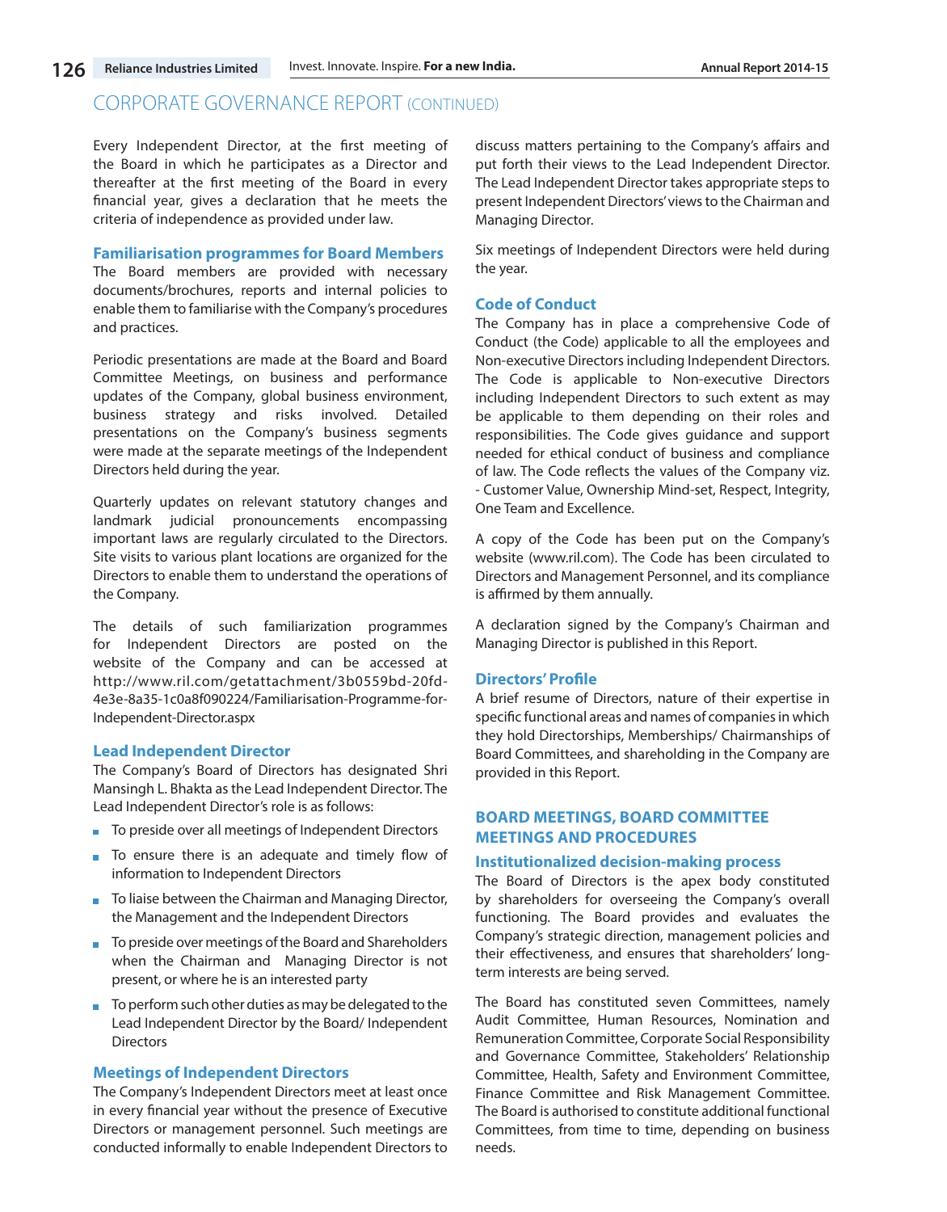# CORPORATE GOVERNANCE REPORT (CONTINUED)

Every Independent Director, at the first meeting of the Board in which he participates as a Director and thereafter at the first meeting of the Board in every financial year, gives a declaration that he meets the criteria of independence as provided under law.

### Familiarisation programmes for Board Members

The Board members are provided with necessary documents/brochures, reports and internal policies to enable them to familiarise with the Company's procedures and practices.

Periodic presentations are made at the Board and Board Committee Meetings, on business and performance updates of the Company, global business environment, business strategy and risks involved. Detailed presentations on the Company's business segments were made at the separate meetings of the Independent Directors held during the year.

Quarterly updates on relevant statutory changes and landmark judicial pronouncements encompassing important laws are regularly circulated to the Directors. Site visits to various plant locations are organized for the Directors to enable them to understand the operations of the Company.

The details of such familiarization programmes for Independent Directors are posted on the website of the Company and can be accessed at http://www.ril.com/getattachment/3b0559bd-20fd-4e3e-8a35-1c0a8f090224/Familiarisation-Programme-for-Independent-Director.aspx

### Lead Independent Director

The Company's Board of Directors has designated Shri Mansingh L. Bhakta as the Lead Independent Director. The Lead Independent Director's role is as follows:

- To preside over all meetings of Independent Directors
- To ensure there is an adequate and timely flow of information to Independent Directors
- To liaise between the Chairman and Managing Director, the Management and the Independent Directors
- To preside over meetings of the Board and Shareholders when the Chairman and Managing Director is not present, or where he is an interested party
- To perform such other duties as may be delegated to the Lead Independent Director by the Board/ Independent Directors

### Meetings of Independent Directors

The Company's Independent Directors meet at least once in every financial year without the presence of Executive Directors or management personnel. Such meetings are conducted informally to enable Independent Directors to discuss matters pertaining to the Company's affairs and put forth their views to the Lead Independent Director. The Lead Independent Director takes appropriate steps to present Independent Directors' views to the Chairman and Managing Director.

Six meetings of Independent Directors were held during the year.

### Code of Conduct

The Company has in place a comprehensive Code of Conduct (the Code) applicable to all the employees and Non-executive Directors including Independent Directors. The Code is applicable to Non-executive Directors including Independent Directors to such extent as may be applicable to them depending on their roles and responsibilities. The Code gives guidance and support needed for ethical conduct of business and compliance of law. The Code reflects the values of the Company viz. - Customer Value, Ownership Mind-set, Respect, Integrity, One Team and Excellence.

A copy of the Code has been put on the Company's website (www.ril.com). The Code has been circulated to Directors and Management Personnel, and its compliance is affirmed by them annually.

A declaration signed by the Company's Chairman and Managing Director is published in this Report.

### Directors' Profile

A brief resume of Directors, nature of their expertise in specific functional areas and names of companies in which they hold Directorships, Memberships/ Chairmanships of Board Committees, and shareholding in the Company are provided in this Report.

## BOARD MEETINGS, BOARD COMMITTEE MEETINGS AND PROCEDURES

### Institutionalized decision-making process

The Board of Directors is the apex body constituted by shareholders for overseeing the Company's overall functioning. The Board provides and evaluates the Company's strategic direction, management policies and their effectiveness, and ensures that shareholders' long-term interests are being served.

The Board has constituted seven Committees, namely Audit Committee, Human Resources, Nomination and Remuneration Committee, Corporate Social Responsibility and Governance Committee, Stakeholders' Relationship Committee, Health, Safety and Environment Committee, Finance Committee and Risk Management Committee. The Board is authorised to constitute additional functional Committees, from time to time, depending on business needs.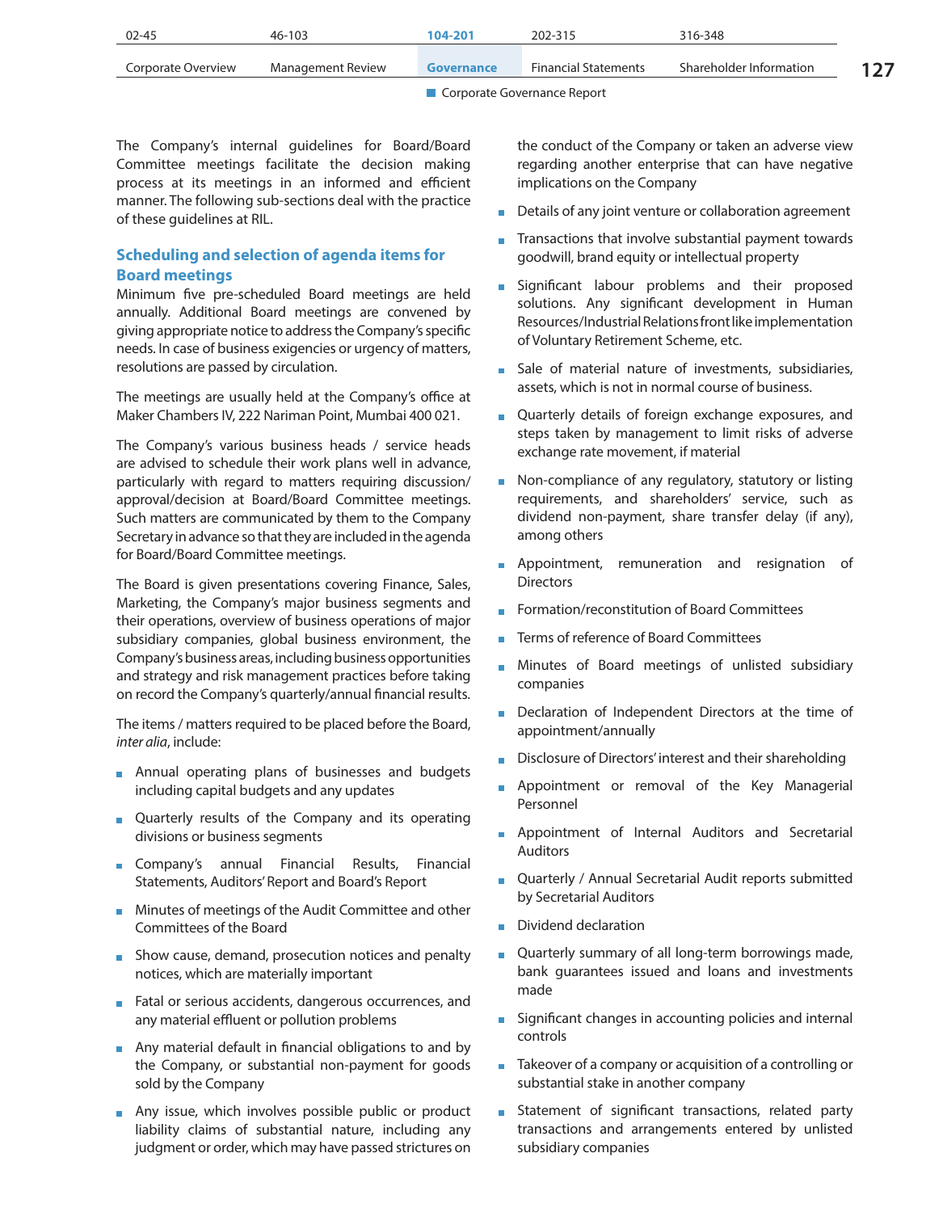The Company's internal guidelines for Board/Board Committee meetings facilitate the decision making process at its meetings in an informed and efficient manner. The following sub-sections deal with the practice of these guidelines at RIL.

## Scheduling and selection of agenda items for Board meetings

Minimum five pre-scheduled Board meetings are held annually. Additional Board meetings are convened by giving appropriate notice to address the Company's specific needs. In case of business exigencies or urgency of matters, resolutions are passed by circulation.

The meetings are usually held at the Company's office at Maker Chambers IV, 222 Nariman Point, Mumbai 400 021.

The Company's various business heads / service heads are advised to schedule their work plans well in advance, particularly with regard to matters requiring discussion/approval/decision at Board/Board Committee meetings. Such matters are communicated by them to the Company Secretary in advance so that they are included in the agenda for Board/Board Committee meetings.

The Board is given presentations covering Finance, Sales, Marketing, the Company's major business segments and their operations, overview of business operations of major subsidiary companies, global business environment, the Company's business areas, including business opportunities and strategy and risk management practices before taking on record the Company's quarterly/annual financial results.

The items / matters required to be placed before the Board, *inter alia*, include:

- Annual operating plans of businesses and budgets including capital budgets and any updates
- Quarterly results of the Company and its operating divisions or business segments
- Company's annual Financial Results, Financial Statements, Auditors' Report and Board's Report
- Minutes of meetings of the Audit Committee and other Committees of the Board
- Show cause, demand, prosecution notices and penalty notices, which are materially important
- Fatal or serious accidents, dangerous occurrences, and any material effluent or pollution problems
- Any material default in financial obligations to and by the Company, or substantial non-payment for goods sold by the Company
- Any issue, which involves possible public or product liability claims of substantial nature, including any judgment or order, which may have passed strictures on the conduct of the Company or taken an adverse view regarding another enterprise that can have negative implications on the Company
- Details of any joint venture or collaboration agreement
- Transactions that involve substantial payment towards goodwill, brand equity or intellectual property
- Significant labour problems and their proposed solutions. Any significant development in Human Resources/Industrial Relations front like implementation of Voluntary Retirement Scheme, etc.
- Sale of material nature of investments, subsidiaries, assets, which is not in normal course of business.
- Quarterly details of foreign exchange exposures, and steps taken by management to limit risks of adverse exchange rate movement, if material
- Non-compliance of any regulatory, statutory or listing requirements, and shareholders' service, such as dividend non-payment, share transfer delay (if any), among others
- Appointment, remuneration and resignation of Directors
- Formation/reconstitution of Board Committees
- Terms of reference of Board Committees
- Minutes of Board meetings of unlisted subsidiary companies
- Declaration of Independent Directors at the time of appointment/annually
- Disclosure of Directors' interest and their shareholding
- Appointment or removal of the Key Managerial Personnel
- Appointment of Internal Auditors and Secretarial Auditors
- Quarterly / Annual Secretarial Audit reports submitted by Secretarial Auditors
- Dividend declaration
- Quarterly summary of all long-term borrowings made, bank guarantees issued and loans and investments made
- Significant changes in accounting policies and internal controls
- Takeover of a company or acquisition of a controlling or substantial stake in another company
- Statement of significant transactions, related party transactions and arrangements entered by unlisted subsidiary companies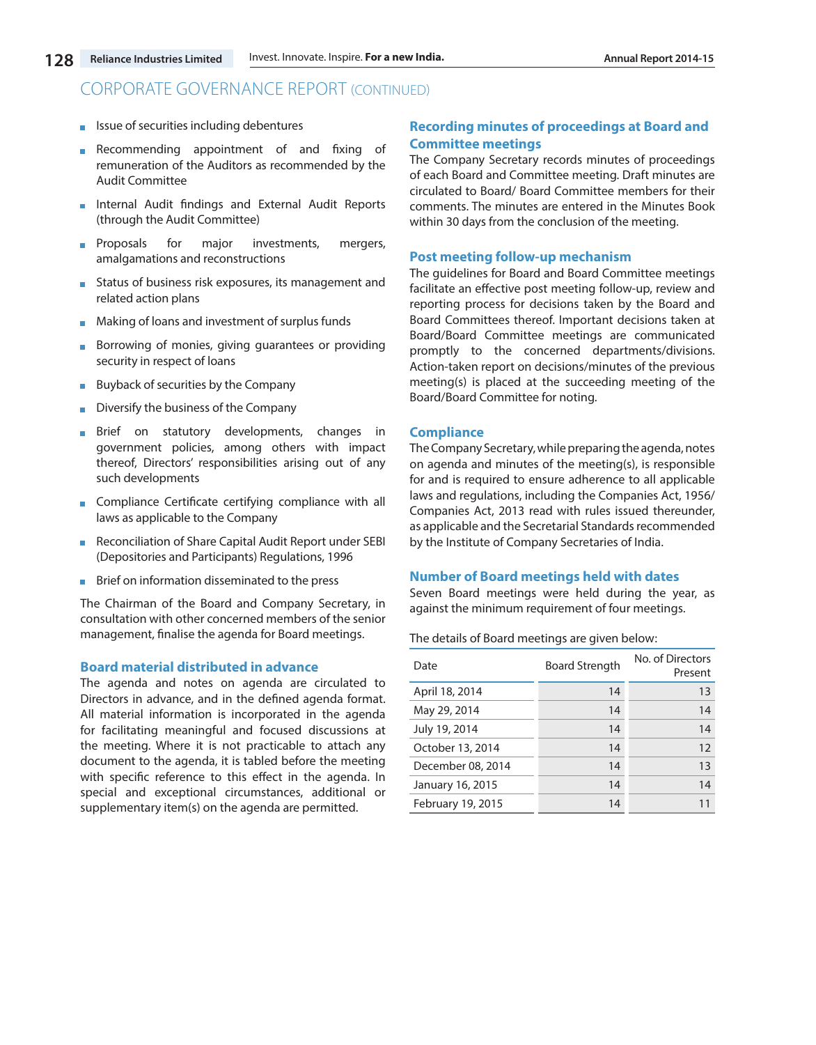## CORPORATE GOVERNANCE REPORT (CONTINUED)

- Issue of securities including debentures
- Recommending appointment of and fixing of remuneration of the Auditors as recommended by the Audit Committee
- Internal Audit findings and External Audit Reports (through the Audit Committee)
- Proposals for major investments, mergers, amalgamations and reconstructions
- Status of business risk exposures, its management and related action plans
- Making of loans and investment of surplus funds
- Borrowing of monies, giving guarantees or providing security in respect of loans
- Buyback of securities by the Company
- Diversify the business of the Company
- Brief on statutory developments, changes in government policies, among others with impact thereof, Directors' responsibilities arising out of any such developments
- Compliance Certificate certifying compliance with all laws as applicable to the Company
- Reconciliation of Share Capital Audit Report under SEBI (Depositories and Participants) Regulations, 1996
- Brief on information disseminated to the press

The Chairman of the Board and Company Secretary, in consultation with other concerned members of the senior management, finalise the agenda for Board meetings.

### Board material distributed in advance

The agenda and notes on agenda are circulated to Directors in advance, and in the defined agenda format. All material information is incorporated in the agenda for facilitating meaningful and focused discussions at the meeting. Where it is not practicable to attach any document to the agenda, it is tabled before the meeting with specific reference to this effect in the agenda. In special and exceptional circumstances, additional or supplementary item(s) on the agenda are permitted.

### Recording minutes of proceedings at Board and Committee meetings

The Company Secretary records minutes of proceedings of each Board and Committee meeting. Draft minutes are circulated to Board/ Board Committee members for their comments. The minutes are entered in the Minutes Book within 30 days from the conclusion of the meeting.

### Post meeting follow-up mechanism

The guidelines for Board and Board Committee meetings facilitate an effective post meeting follow-up, review and reporting process for decisions taken by the Board and Board Committees thereof. Important decisions taken at Board/Board Committee meetings are communicated promptly to the concerned departments/divisions. Action-taken report on decisions/minutes of the previous meeting(s) is placed at the succeeding meeting of the Board/Board Committee for noting.

### Compliance

The Company Secretary, while preparing the agenda, notes on agenda and minutes of the meeting(s), is responsible for and is required to ensure adherence to all applicable laws and regulations, including the Companies Act, 1956/ Companies Act, 2013 read with rules issued thereunder, as applicable and the Secretarial Standards recommended by the Institute of Company Secretaries of India.

### Number of Board meetings held with dates

Seven Board meetings were held during the year, as against the minimum requirement of four meetings.

The details of Board meetings are given below:

| Date | Board Strength | No. of Directors Present |
|---|---|---|
| April 18, 2014 | 14 | 13 |
| May 29, 2014 | 14 | 14 |
| July 19, 2014 | 14 | 14 |
| October 13, 2014 | 14 | 12 |
| December 08, 2014 | 14 | 13 |
| January 16, 2015 | 14 | 14 |
| February 19, 2015 | 14 | 11 |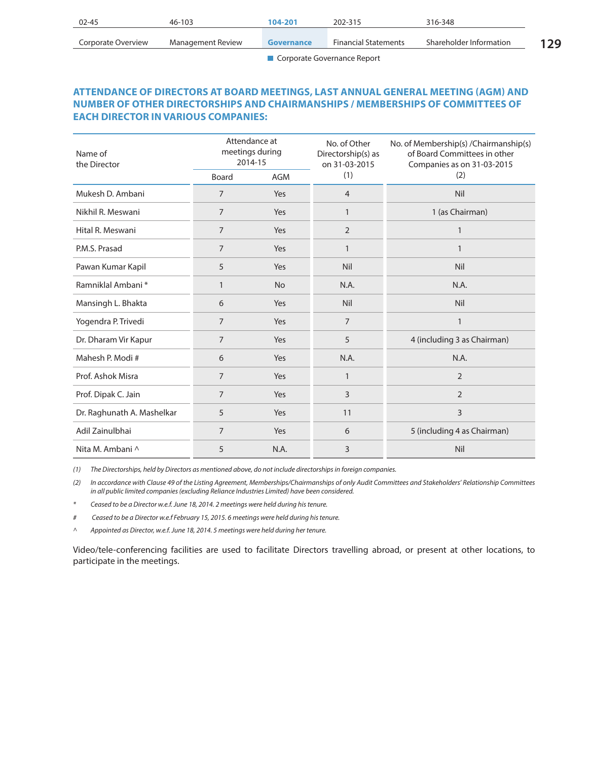## ATTENDANCE OF DIRECTORS AT BOARD MEETINGS, LAST ANNUAL GENERAL MEETING (AGM) AND NUMBER OF OTHER DIRECTORSHIPS AND CHAIRMANSHIPS / MEMBERSHIPS OF COMMITTEES OF EACH DIRECTOR IN VARIOUS COMPANIES:

| Name of the Director | Attendance at meetings during 2014-15 | | No. of Other Directorship(s) as on 31-03-2015 (1) | No. of Membership(s) /Chairmanship(s) of Board Committees in other Companies as on 31-03-2015 (2) |
|---|---|---|---|---|
| | Board | AGM | | |
| Mukesh D. Ambani | 7 | Yes | 4 | Nil |
| Nikhil R. Meswani | 7 | Yes | 1 | 1 (as Chairman) |
| Hital R. Meswani | 7 | Yes | 2 | 1 |
| P.M.S. Prasad | 7 | Yes | 1 | 1 |
| Pawan Kumar Kapil | 5 | Yes | Nil | Nil |
| Ramniklal Ambani * | 1 | No | N.A. | N.A. |
| Mansingh L. Bhakta | 6 | Yes | Nil | Nil |
| Yogendra P. Trivedi | 7 | Yes | 7 | 1 |
| Dr. Dharam Vir Kapur | 7 | Yes | 5 | 4 (including 3 as Chairman) |
| Mahesh P. Modi # | 6 | Yes | N.A. | N.A. |
| Prof. Ashok Misra | 7 | Yes | 1 | 2 |
| Prof. Dipak C. Jain | 7 | Yes | 3 | 2 |
| Dr. Raghunath A. Mashelkar | 5 | Yes | 11 | 3 |
| Adil Zainulbhai | 7 | Yes | 6 | 5 (including 4 as Chairman) |
| Nita M. Ambani ^ | 5 | N.A. | 3 | Nil |

*(1) The Directorships, held by Directors as mentioned above, do not include directorships in foreign companies.*

*(2) In accordance with Clause 49 of the Listing Agreement, Memberships/Chairmanships of only Audit Committees and Stakeholders' Relationship Committees in all public limited companies (excluding Reliance Industries Limited) have been considered.*

*\* Ceased to be a Director w.e.f. June 18, 2014. 2 meetings were held during his tenure.*

*# Ceased to be a Director w.e.f February 15, 2015. 6 meetings were held during his tenure.*

*^ Appointed as Director, w.e.f. June 18, 2014. 5 meetings were held during her tenure.*

Video/tele-conferencing facilities are used to facilitate Directors travelling abroad, or present at other locations, to participate in the meetings.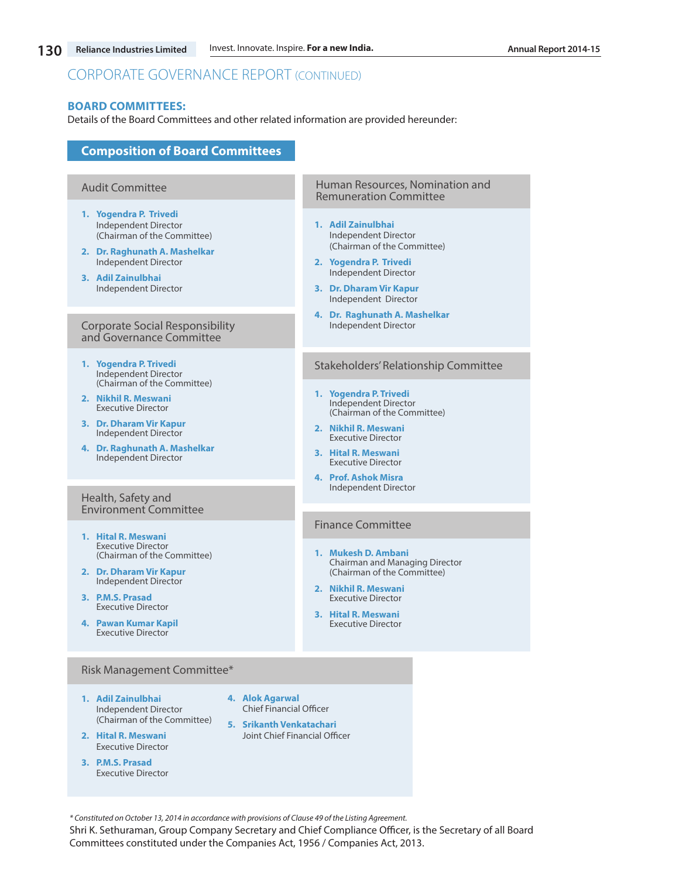# CORPORATE GOVERNANCE REPORT (CONTINUED)

## BOARD COMMITTEES:

Details of the Board Committees and other related information are provided hereunder:

## Composition of Board Committees

### Audit Committee

1. **Yogendra P. Trivedi**
   Independent Director
   (Chairman of the Committee)
2. **Dr. Raghunath A. Mashelkar**
   Independent Director
3. **Adil Zainulbhai**
   Independent Director

### Corporate Social Responsibility and Governance Committee

1. **Yogendra P. Trivedi**
   Independent Director
   (Chairman of the Committee)
2. **Nikhil R. Meswani**
   Executive Director
3. **Dr. Dharam Vir Kapur**
   Independent Director
4. **Dr. Raghunath A. Mashelkar**
   Independent Director

### Health, Safety and Environment Committee

1. **Hital R. Meswani**
   Executive Director
   (Chairman of the Committee)
2. **Dr. Dharam Vir Kapur**
   Independent Director
3. **P.M.S. Prasad**
   Executive Director
4. **Pawan Kumar Kapil**
   Executive Director

### Human Resources, Nomination and Remuneration Committee

1. **Adil Zainulbhai**
   Independent Director
   (Chairman of the Committee)
2. **Yogendra P. Trivedi**
   Independent Director
3. **Dr. Dharam Vir Kapur**
   Independent Director
4. **Dr. Raghunath A. Mashelkar**
   Independent Director

### Stakeholders' Relationship Committee

1. **Yogendra P. Trivedi**
   Independent Director
   (Chairman of the Committee)
2. **Nikhil R. Meswani**
   Executive Director
3. **Hital R. Meswani**
   Executive Director
4. **Prof. Ashok Misra**
   Independent Director

### Finance Committee

1. **Mukesh D. Ambani**
   Chairman and Managing Director
   (Chairman of the Committee)
2. **Nikhil R. Meswani**
   Executive Director
3. **Hital R. Meswani**
   Executive Director

### Risk Management Committee*

1. **Adil Zainulbhai**
   Independent Director
   (Chairman of the Committee)
2. **Hital R. Meswani**
   Executive Director
3. **P.M.S. Prasad**
   Executive Director
4. **Alok Agarwal**
   Chief Financial Officer
5. **Srikanth Venkatachari**
   Joint Chief Financial Officer

*\* Constituted on October 13, 2014 in accordance with provisions of Clause 49 of the Listing Agreement.*

Shri K. Sethuraman, Group Company Secretary and Chief Compliance Officer, is the Secretary of all Board Committees constituted under the Companies Act, 1956 / Companies Act, 2013.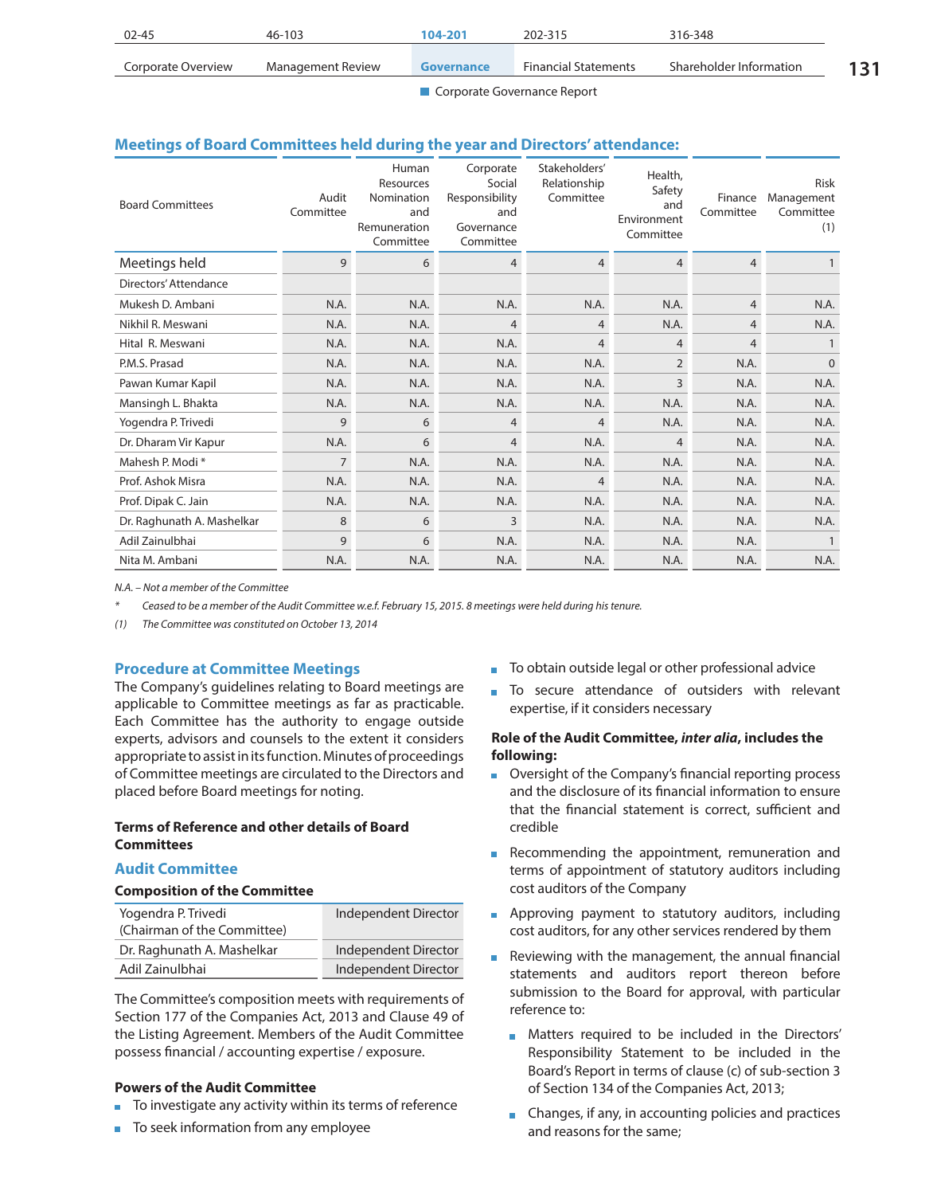## Meetings of Board Committees held during the year and Directors' attendance:

| Board Committees | Audit Committee | Human Resources Nomination and Remuneration Committee | Corporate Social Responsibility and Governance Committee | Stakeholders' Relationship Committee | Health, Safety and Environment Committee | Finance Committee | Risk Management Committee (1) |
|---|---|---|---|---|---|---|---|
| Meetings held | 9 | 6 | 4 | 4 | 4 | 4 | 1 |
| Directors' Attendance | | | | | | | |
| Mukesh D. Ambani | N.A. | N.A. | N.A. | N.A. | N.A. | 4 | N.A. |
| Nikhil R. Meswani | N.A. | N.A. | 4 | 4 | N.A. | 4 | N.A. |
| Hital R. Meswani | N.A. | N.A. | N.A. | 4 | 4 | 4 | 1 |
| P.M.S. Prasad | N.A. | N.A. | N.A. | N.A. | 2 | N.A. | 0 |
| Pawan Kumar Kapil | N.A. | N.A. | N.A. | N.A. | 3 | N.A. | N.A. |
| Mansingh L. Bhakta | N.A. | N.A. | N.A. | N.A. | N.A. | N.A. | N.A. |
| Yogendra P. Trivedi | 9 | 6 | 4 | 4 | N.A. | N.A. | N.A. |
| Dr. Dharam Vir Kapur | N.A. | 6 | 4 | N.A. | 4 | N.A. | N.A. |
| Mahesh P. Modi * | 7 | N.A. | N.A. | N.A. | N.A. | N.A. | N.A. |
| Prof. Ashok Misra | N.A. | N.A. | N.A. | 4 | N.A. | N.A. | N.A. |
| Prof. Dipak C. Jain | N.A. | N.A. | N.A. | N.A. | N.A. | N.A. | N.A. |
| Dr. Raghunath A. Mashelkar | 8 | 6 | 3 | N.A. | N.A. | N.A. | N.A. |
| Adil Zainulbhai | 9 | 6 | N.A. | N.A. | N.A. | N.A. | 1 |
| Nita M. Ambani | N.A. | N.A. | N.A. | N.A. | N.A. | N.A. | N.A. |

*N.A. – Not a member of the Committee*

\* *Ceased to be a member of the Audit Committee w.e.f. February 15, 2015. 8 meetings were held during his tenure.*

(1) *The Committee was constituted on October 13, 2014*

## Procedure at Committee Meetings

The Company's guidelines relating to Board meetings are applicable to Committee meetings as far as practicable. Each Committee has the authority to engage outside experts, advisors and counsels to the extent it considers appropriate to assist in its function. Minutes of proceedings of Committee meetings are circulated to the Directors and placed before Board meetings for noting.

### Terms of Reference and other details of Board Committees

## Audit Committee

**Composition of the Committee**

| | |
|---|---|
| Yogendra P. Trivedi (Chairman of the Committee) | Independent Director |
| Dr. Raghunath A. Mashelkar | Independent Director |
| Adil Zainulbhai | Independent Director |

The Committee's composition meets with requirements of Section 177 of the Companies Act, 2013 and Clause 49 of the Listing Agreement. Members of the Audit Committee possess financial / accounting expertise / exposure.

**Powers of the Audit Committee**

- To investigate any activity within its terms of reference
- To seek information from any employee
- To obtain outside legal or other professional advice
- To secure attendance of outsiders with relevant expertise, if it considers necessary

**Role of the Audit Committee, *inter alia*, includes the following:**

- Oversight of the Company's financial reporting process and the disclosure of its financial information to ensure that the financial statement is correct, sufficient and credible
- Recommending the appointment, remuneration and terms of appointment of statutory auditors including cost auditors of the Company
- Approving payment to statutory auditors, including cost auditors, for any other services rendered by them
- Reviewing with the management, the annual financial statements and auditors report thereon before submission to the Board for approval, with particular reference to:
  - Matters required to be included in the Directors' Responsibility Statement to be included in the Board's Report in terms of clause (c) of sub-section 3 of Section 134 of the Companies Act, 2013;
  - Changes, if any, in accounting policies and practices and reasons for the same;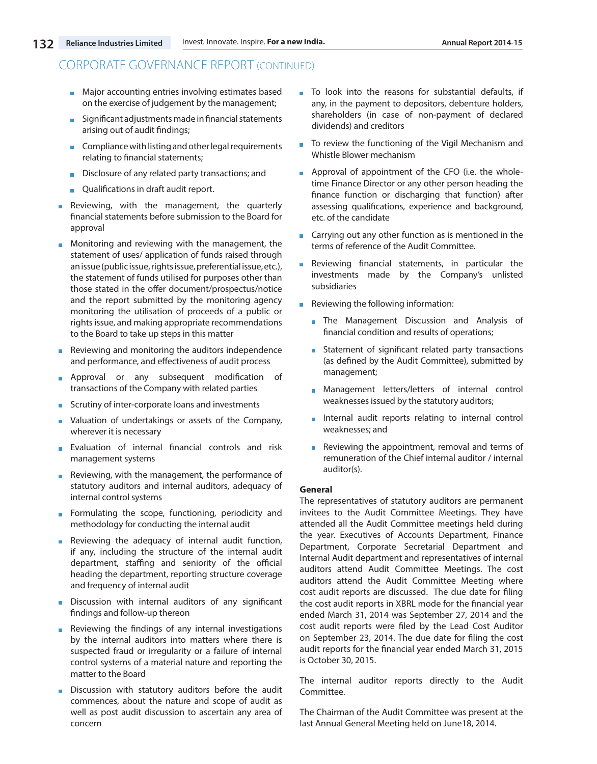## CORPORATE GOVERNANCE REPORT (CONTINUED)

- Major accounting entries involving estimates based on the exercise of judgement by the management;
- Significant adjustments made in financial statements arising out of audit findings;
- Compliance with listing and other legal requirements relating to financial statements;
- Disclosure of any related party transactions; and
- Qualifications in draft audit report.

- Reviewing, with the management, the quarterly financial statements before submission to the Board for approval
- Monitoring and reviewing with the management, the statement of uses/ application of funds raised through an issue (public issue, rights issue, preferential issue, etc.), the statement of funds utilised for purposes other than those stated in the offer document/prospectus/notice and the report submitted by the monitoring agency monitoring the utilisation of proceeds of a public or rights issue, and making appropriate recommendations to the Board to take up steps in this matter
- Reviewing and monitoring the auditors independence and performance, and effectiveness of audit process
- Approval or any subsequent modification of transactions of the Company with related parties
- Scrutiny of inter-corporate loans and investments
- Valuation of undertakings or assets of the Company, wherever it is necessary
- Evaluation of internal financial controls and risk management systems
- Reviewing, with the management, the performance of statutory auditors and internal auditors, adequacy of internal control systems
- Formulating the scope, functioning, periodicity and methodology for conducting the internal audit
- Reviewing the adequacy of internal audit function, if any, including the structure of the internal audit department, staffing and seniority of the official heading the department, reporting structure coverage and frequency of internal audit
- Discussion with internal auditors of any significant findings and follow-up thereon
- Reviewing the findings of any internal investigations by the internal auditors into matters where there is suspected fraud or irregularity or a failure of internal control systems of a material nature and reporting the matter to the Board
- Discussion with statutory auditors before the audit commences, about the nature and scope of audit as well as post audit discussion to ascertain any area of concern
- To look into the reasons for substantial defaults, if any, in the payment to depositors, debenture holders, shareholders (in case of non-payment of declared dividends) and creditors
- To review the functioning of the Vigil Mechanism and Whistle Blower mechanism
- Approval of appointment of the CFO (i.e. the whole-time Finance Director or any other person heading the finance function or discharging that function) after assessing qualifications, experience and background, etc. of the candidate
- Carrying out any other function as is mentioned in the terms of reference of the Audit Committee.
- Reviewing financial statements, in particular the investments made by the Company's unlisted subsidiaries
- Reviewing the following information:
  - The Management Discussion and Analysis of financial condition and results of operations;
  - Statement of significant related party transactions (as defined by the Audit Committee), submitted by management;
  - Management letters/letters of internal control weaknesses issued by the statutory auditors;
  - Internal audit reports relating to internal control weaknesses; and
  - Reviewing the appointment, removal and terms of remuneration of the Chief internal auditor / internal auditor(s).

**General**

The representatives of statutory auditors are permanent invitees to the Audit Committee Meetings. They have attended all the Audit Committee meetings held during the year. Executives of Accounts Department, Finance Department, Corporate Secretarial Department and Internal Audit department and representatives of internal auditors attend Audit Committee Meetings. The cost auditors attend the Audit Committee Meeting where cost audit reports are discussed. The due date for filing the cost audit reports in XBRL mode for the financial year ended March 31, 2014 was September 27, 2014 and the cost audit reports were filed by the Lead Cost Auditor on September 23, 2014. The due date for filing the cost audit reports for the financial year ended March 31, 2015 is October 30, 2015.

The internal auditor reports directly to the Audit Committee.

The Chairman of the Audit Committee was present at the last Annual General Meeting held on June18, 2014.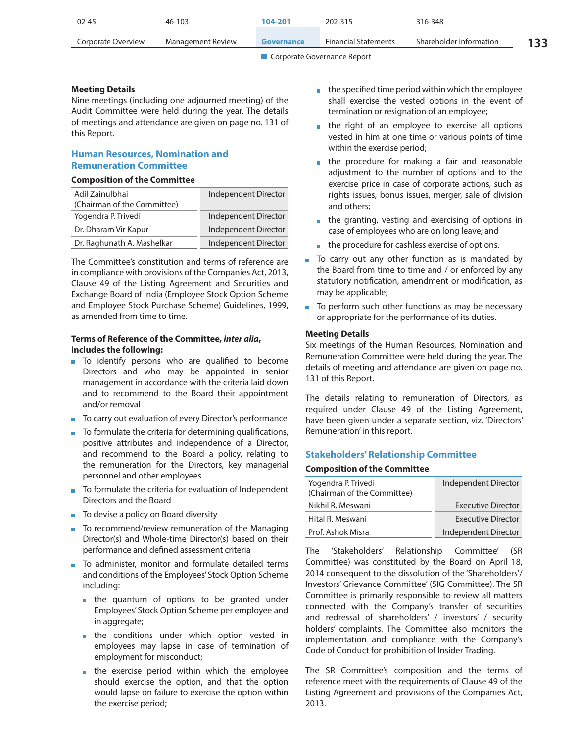**Meeting Details**

Nine meetings (including one adjourned meeting) of the Audit Committee were held during the year. The details of meetings and attendance are given on page no. 131 of this Report.

## Human Resources, Nomination and Remuneration Committee

**Composition of the Committee**

| | |
|---|---|
| Adil Zainulbhai (Chairman of the Committee) | Independent Director |
| Yogendra P. Trivedi | Independent Director |
| Dr. Dharam Vir Kapur | Independent Director |
| Dr. Raghunath A. Mashelkar | Independent Director |

The Committee's constitution and terms of reference are in compliance with provisions of the Companies Act, 2013, Clause 49 of the Listing Agreement and Securities and Exchange Board of India (Employee Stock Option Scheme and Employee Stock Purchase Scheme) Guidelines, 1999, as amended from time to time.

**Terms of Reference of the Committee, *inter alia*, includes the following:**

- To identify persons who are qualified to become Directors and who may be appointed in senior management in accordance with the criteria laid down and to recommend to the Board their appointment and/or removal
- To carry out evaluation of every Director's performance
- To formulate the criteria for determining qualifications, positive attributes and independence of a Director, and recommend to the Board a policy, relating to the remuneration for the Directors, key managerial personnel and other employees
- To formulate the criteria for evaluation of Independent Directors and the Board
- To devise a policy on Board diversity
- To recommend/review remuneration of the Managing Director(s) and Whole-time Director(s) based on their performance and defined assessment criteria
- To administer, monitor and formulate detailed terms and conditions of the Employees' Stock Option Scheme including:
  - the quantum of options to be granted under Employees' Stock Option Scheme per employee and in aggregate;
  - the conditions under which option vested in employees may lapse in case of termination of employment for misconduct;
  - the exercise period within which the employee should exercise the option, and that the option would lapse on failure to exercise the option within the exercise period;
  - the specified time period within which the employee shall exercise the vested options in the event of termination or resignation of an employee;
  - the right of an employee to exercise all options vested in him at one time or various points of time within the exercise period;
  - the procedure for making a fair and reasonable adjustment to the number of options and to the exercise price in case of corporate actions, such as rights issues, bonus issues, merger, sale of division and others;
  - the granting, vesting and exercising of options in case of employees who are on long leave; and
  - the procedure for cashless exercise of options.
- To carry out any other function as is mandated by the Board from time to time and / or enforced by any statutory notification, amendment or modification, as may be applicable;
- To perform such other functions as may be necessary or appropriate for the performance of its duties.

**Meeting Details**

Six meetings of the Human Resources, Nomination and Remuneration Committee were held during the year. The details of meeting and attendance are given on page no. 131 of this Report.

The details relating to remuneration of Directors, as required under Clause 49 of the Listing Agreement, have been given under a separate section, viz. 'Directors' Remuneration' in this report.

## Stakeholders' Relationship Committee

**Composition of the Committee**

| | |
|---|---|
| Yogendra P. Trivedi (Chairman of the Committee) | Independent Director |
| Nikhil R. Meswani | Executive Director |
| Hital R. Meswani | Executive Director |
| Prof. Ashok Misra | Independent Director |

The 'Stakeholders' Relationship Committee' (SR Committee) was constituted by the Board on April 18, 2014 consequent to the dissolution of the 'Shareholders'/ Investors' Grievance Committee' (SIG Committee). The SR Committee is primarily responsible to review all matters connected with the Company's transfer of securities and redressal of shareholders' / investors' / security holders' complaints. The Committee also monitors the implementation and compliance with the Company's Code of Conduct for prohibition of Insider Trading.

The SR Committee's composition and the terms of reference meet with the requirements of Clause 49 of the Listing Agreement and provisions of the Companies Act, 2013.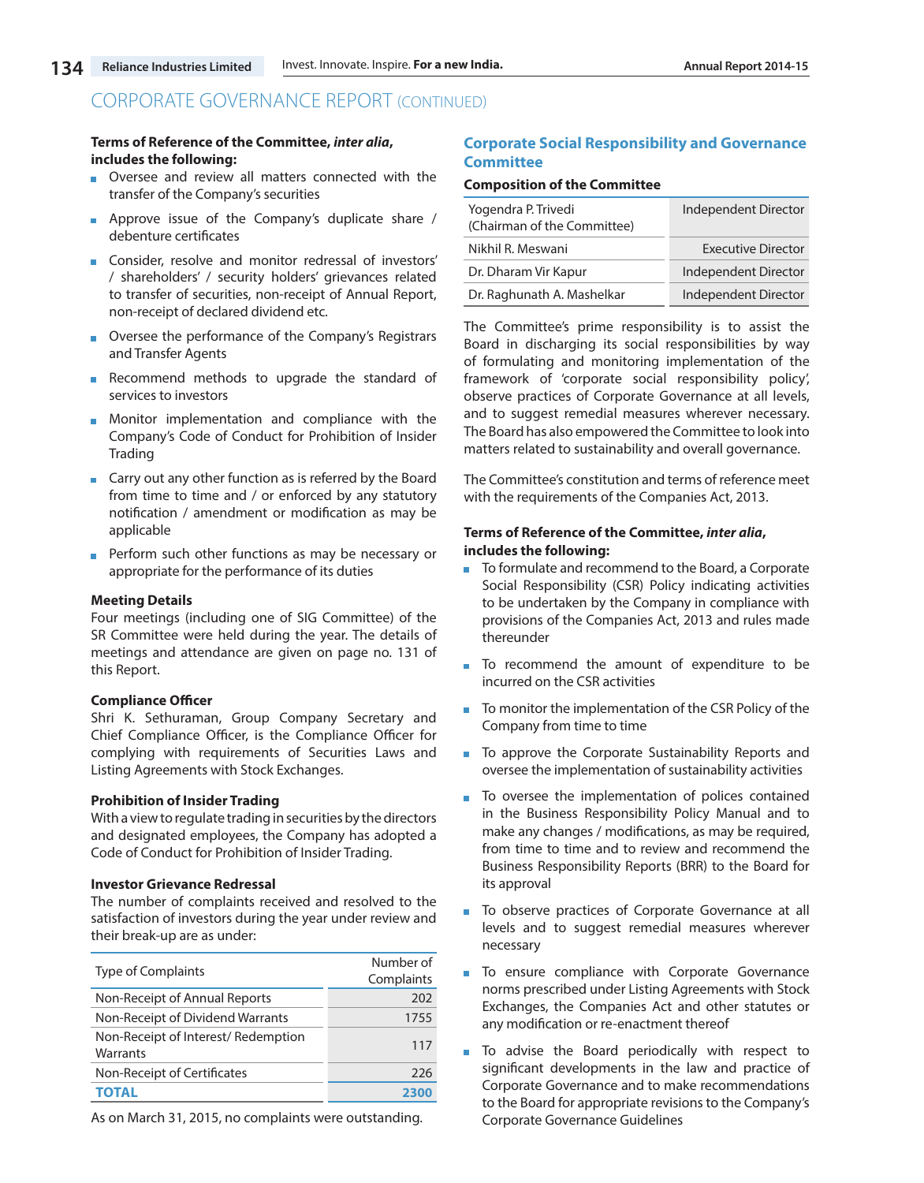## CORPORATE GOVERNANCE REPORT (CONTINUED)

**Terms of Reference of the Committee, *inter alia*, includes the following:**

- Oversee and review all matters connected with the transfer of the Company's securities
- Approve issue of the Company's duplicate share / debenture certificates
- Consider, resolve and monitor redressal of investors' / shareholders' / security holders' grievances related to transfer of securities, non-receipt of Annual Report, non-receipt of declared dividend etc.
- Oversee the performance of the Company's Registrars and Transfer Agents
- Recommend methods to upgrade the standard of services to investors
- Monitor implementation and compliance with the Company's Code of Conduct for Prohibition of Insider Trading
- Carry out any other function as is referred by the Board from time to time and / or enforced by any statutory notification / amendment or modification as may be applicable
- Perform such other functions as may be necessary or appropriate for the performance of its duties

**Meeting Details**

Four meetings (including one of SIG Committee) of the SR Committee were held during the year. The details of meetings and attendance are given on page no. 131 of this Report.

**Compliance Officer**

Shri K. Sethuraman, Group Company Secretary and Chief Compliance Officer, is the Compliance Officer for complying with requirements of Securities Laws and Listing Agreements with Stock Exchanges.

**Prohibition of Insider Trading**

With a view to regulate trading in securities by the directors and designated employees, the Company has adopted a Code of Conduct for Prohibition of Insider Trading.

**Investor Grievance Redressal**

The number of complaints received and resolved to the satisfaction of investors during the year under review and their break-up are as under:

| Type of Complaints | Number of Complaints |
|---|---|
| Non-Receipt of Annual Reports | 202 |
| Non-Receipt of Dividend Warrants | 1755 |
| Non-Receipt of Interest/ Redemption Warrants | 117 |
| Non-Receipt of Certificates | 226 |
| **TOTAL** | **2300** |

As on March 31, 2015, no complaints were outstanding.

### Corporate Social Responsibility and Governance Committee

**Composition of the Committee**

| Name | Category |
|---|---|
| Yogendra P. Trivedi (Chairman of the Committee) | Independent Director |
| Nikhil R. Meswani | Executive Director |
| Dr. Dharam Vir Kapur | Independent Director |
| Dr. Raghunath A. Mashelkar | Independent Director |

The Committee's prime responsibility is to assist the Board in discharging its social responsibilities by way of formulating and monitoring implementation of the framework of 'corporate social responsibility policy', observe practices of Corporate Governance at all levels, and to suggest remedial measures wherever necessary. The Board has also empowered the Committee to look into matters related to sustainability and overall governance.

The Committee's constitution and terms of reference meet with the requirements of the Companies Act, 2013.

**Terms of Reference of the Committee, *inter alia*, includes the following:**

- To formulate and recommend to the Board, a Corporate Social Responsibility (CSR) Policy indicating activities to be undertaken by the Company in compliance with provisions of the Companies Act, 2013 and rules made thereunder
- To recommend the amount of expenditure to be incurred on the CSR activities
- To monitor the implementation of the CSR Policy of the Company from time to time
- To approve the Corporate Sustainability Reports and oversee the implementation of sustainability activities
- To oversee the implementation of polices contained in the Business Responsibility Policy Manual and to make any changes / modifications, as may be required, from time to time and to review and recommend the Business Responsibility Reports (BRR) to the Board for its approval
- To observe practices of Corporate Governance at all levels and to suggest remedial measures wherever necessary
- To ensure compliance with Corporate Governance norms prescribed under Listing Agreements with Stock Exchanges, the Companies Act and other statutes or any modification or re-enactment thereof
- To advise the Board periodically with respect to significant developments in the law and practice of Corporate Governance and to make recommendations to the Board for appropriate revisions to the Company's Corporate Governance Guidelines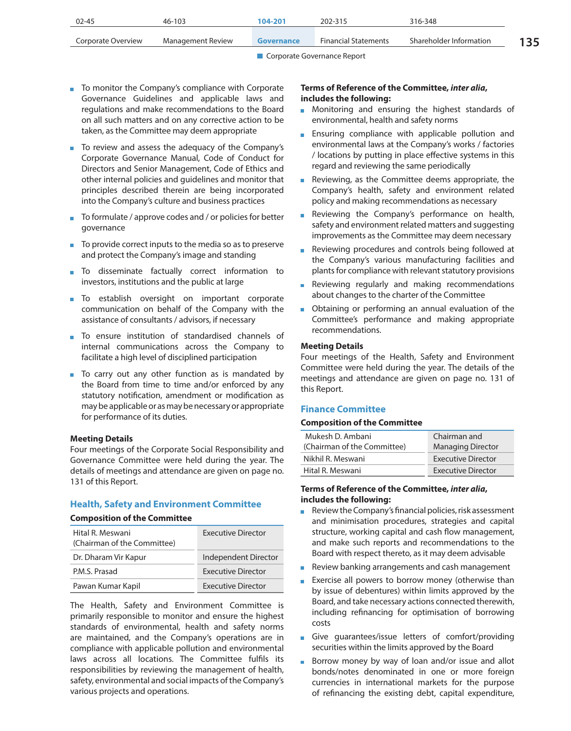- To monitor the Company's compliance with Corporate Governance Guidelines and applicable laws and regulations and make recommendations to the Board on all such matters and on any corrective action to be taken, as the Committee may deem appropriate
- To review and assess the adequacy of the Company's Corporate Governance Manual, Code of Conduct for Directors and Senior Management, Code of Ethics and other internal policies and guidelines and monitor that principles described therein are being incorporated into the Company's culture and business practices
- To formulate / approve codes and / or policies for better governance
- To provide correct inputs to the media so as to preserve and protect the Company's image and standing
- To disseminate factually correct information to investors, institutions and the public at large
- To establish oversight on important corporate communication on behalf of the Company with the assistance of consultants / advisors, if necessary
- To ensure institution of standardised channels of internal communications across the Company to facilitate a high level of disciplined participation
- To carry out any other function as is mandated by the Board from time to time and/or enforced by any statutory notification, amendment or modification as may be applicable or as may be necessary or appropriate for performance of its duties.

**Meeting Details**

Four meetings of the Corporate Social Responsibility and Governance Committee were held during the year. The details of meetings and attendance are given on page no. 131 of this Report.

## Health, Safety and Environment Committee

**Composition of the Committee**

| | |
|---|---|
| Hital R. Meswani (Chairman of the Committee) | Executive Director |
| Dr. Dharam Vir Kapur | Independent Director |
| P.M.S. Prasad | Executive Director |
| Pawan Kumar Kapil | Executive Director |

The Health, Safety and Environment Committee is primarily responsible to monitor and ensure the highest standards of environmental, health and safety norms are maintained, and the Company's operations are in compliance with applicable pollution and environmental laws across all locations. The Committee fulfils its responsibilities by reviewing the management of health, safety, environmental and social impacts of the Company's various projects and operations.

**Terms of Reference of the Committee, *inter alia*, includes the following:**

- Monitoring and ensuring the highest standards of environmental, health and safety norms
- Ensuring compliance with applicable pollution and environmental laws at the Company's works / factories / locations by putting in place effective systems in this regard and reviewing the same periodically
- Reviewing, as the Committee deems appropriate, the Company's health, safety and environment related policy and making recommendations as necessary
- Reviewing the Company's performance on health, safety and environment related matters and suggesting improvements as the Committee may deem necessary
- Reviewing procedures and controls being followed at the Company's various manufacturing facilities and plants for compliance with relevant statutory provisions
- Reviewing regularly and making recommendations about changes to the charter of the Committee
- Obtaining or performing an annual evaluation of the Committee's performance and making appropriate recommendations.

**Meeting Details**

Four meetings of the Health, Safety and Environment Committee were held during the year. The details of the meetings and attendance are given on page no. 131 of this Report.

## Finance Committee

**Composition of the Committee**

| | |
|---|---|
| Mukesh D. Ambani (Chairman of the Committee) | Chairman and Managing Director |
| Nikhil R. Meswani | Executive Director |
| Hital R. Meswani | Executive Director |

**Terms of Reference of the Committee, *inter alia*, includes the following:**

- Review the Company's financial policies, risk assessment and minimisation procedures, strategies and capital structure, working capital and cash flow management, and make such reports and recommendations to the Board with respect thereto, as it may deem advisable
- Review banking arrangements and cash management
- Exercise all powers to borrow money (otherwise than by issue of debentures) within limits approved by the Board, and take necessary actions connected therewith, including refinancing for optimisation of borrowing costs
- Give guarantees/issue letters of comfort/providing securities within the limits approved by the Board
- Borrow money by way of loan and/or issue and allot bonds/notes denominated in one or more foreign currencies in international markets for the purpose of refinancing the existing debt, capital expenditure,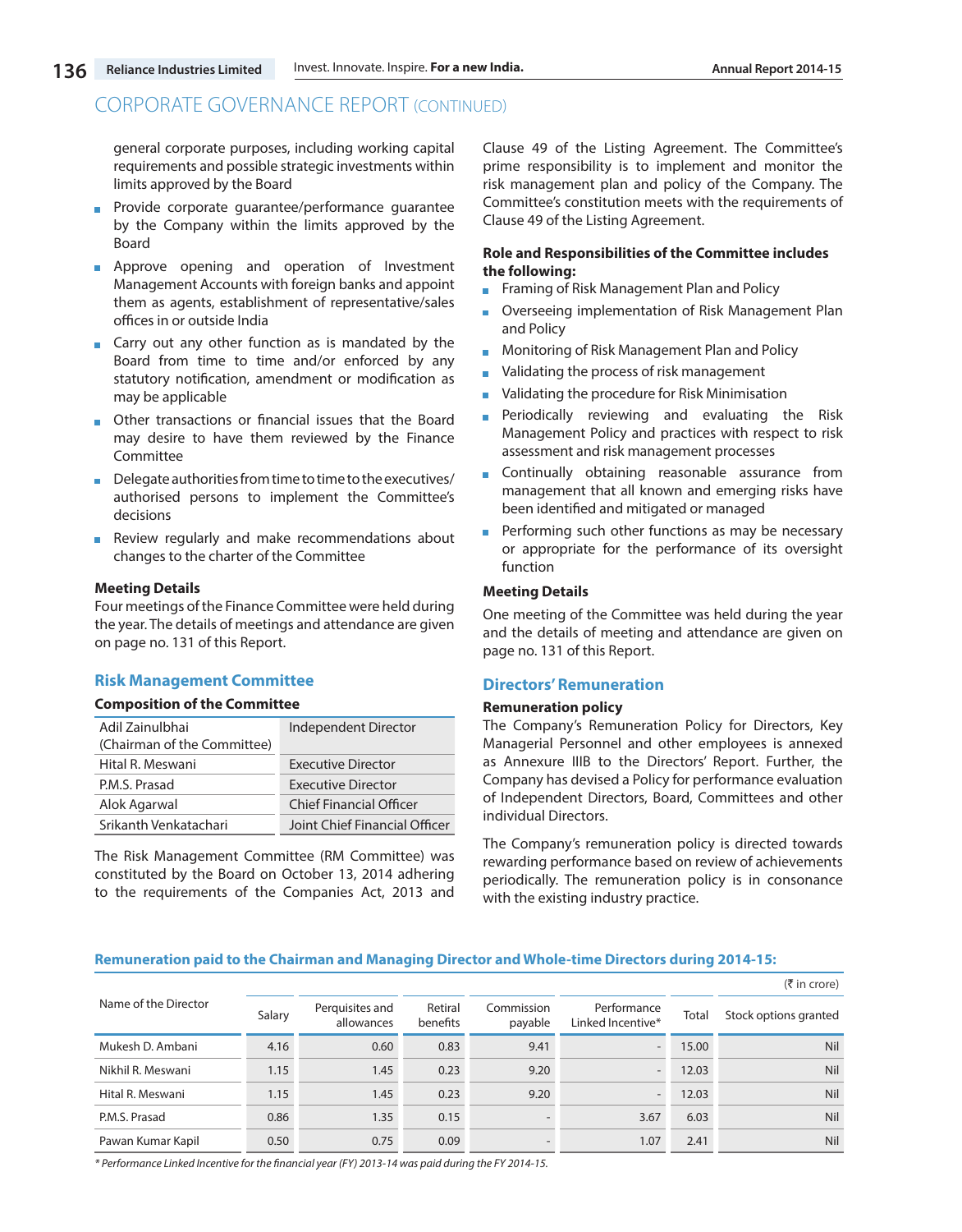CORPORATE GOVERNANCE REPORT (CONTINUED)

general corporate purposes, including working capital requirements and possible strategic investments within limits approved by the Board

- Provide corporate guarantee/performance guarantee by the Company within the limits approved by the Board
- Approve opening and operation of Investment Management Accounts with foreign banks and appoint them as agents, establishment of representative/sales offices in or outside India
- Carry out any other function as is mandated by the Board from time to time and/or enforced by any statutory notification, amendment or modification as may be applicable
- Other transactions or financial issues that the Board may desire to have them reviewed by the Finance Committee
- Delegate authorities from time to time to the executives/ authorised persons to implement the Committee's decisions
- Review regularly and make recommendations about changes to the charter of the Committee

**Meeting Details**

Four meetings of the Finance Committee were held during the year. The details of meetings and attendance are given on page no. 131 of this Report.

## Risk Management Committee

**Composition of the Committee**

| | |
|---|---|
| Adil Zainulbhai (Chairman of the Committee) | Independent Director |
| Hital R. Meswani | Executive Director |
| P.M.S. Prasad | Executive Director |
| Alok Agarwal | Chief Financial Officer |
| Srikanth Venkatachari | Joint Chief Financial Officer |

The Risk Management Committee (RM Committee) was constituted by the Board on October 13, 2014 adhering to the requirements of the Companies Act, 2013 and Clause 49 of the Listing Agreement. The Committee's prime responsibility is to implement and monitor the risk management plan and policy of the Company. The Committee's constitution meets with the requirements of Clause 49 of the Listing Agreement.

**Role and Responsibilities of the Committee includes the following:**

- Framing of Risk Management Plan and Policy
- Overseeing implementation of Risk Management Plan and Policy
- Monitoring of Risk Management Plan and Policy
- Validating the process of risk management
- Validating the procedure for Risk Minimisation
- Periodically reviewing and evaluating the Risk Management Policy and practices with respect to risk assessment and risk management processes
- Continually obtaining reasonable assurance from management that all known and emerging risks have been identified and mitigated or managed
- Performing such other functions as may be necessary or appropriate for the performance of its oversight function

**Meeting Details**

One meeting of the Committee was held during the year and the details of meeting and attendance are given on page no. 131 of this Report.

## Directors' Remuneration

**Remuneration policy**

The Company's Remuneration Policy for Directors, Key Managerial Personnel and other employees is annexed as Annexure IIIB to the Directors' Report. Further, the Company has devised a Policy for performance evaluation of Independent Directors, Board, Committees and other individual Directors.

The Company's remuneration policy is directed towards rewarding performance based on review of achievements periodically. The remuneration policy is in consonance with the existing industry practice.

**Remuneration paid to the Chairman and Managing Director and Whole-time Directors during 2014-15:**

(₹ in crore)

| Name of the Director | Salary | Perquisites and allowances | Retiral benefits | Commission payable | Performance Linked Incentive* | Total | Stock options granted |
|---|---|---|---|---|---|---|---|
| Mukesh D. Ambani | 4.16 | 0.60 | 0.83 | 9.41 | - | 15.00 | Nil |
| Nikhil R. Meswani | 1.15 | 1.45 | 0.23 | 9.20 | - | 12.03 | Nil |
| Hital R. Meswani | 1.15 | 1.45 | 0.23 | 9.20 | - | 12.03 | Nil |
| P.M.S. Prasad | 0.86 | 1.35 | 0.15 | - | 3.67 | 6.03 | Nil |
| Pawan Kumar Kapil | 0.50 | 0.75 | 0.09 | - | 1.07 | 2.41 | Nil |

*\* Performance Linked Incentive for the financial year (FY) 2013-14 was paid during the FY 2014-15.*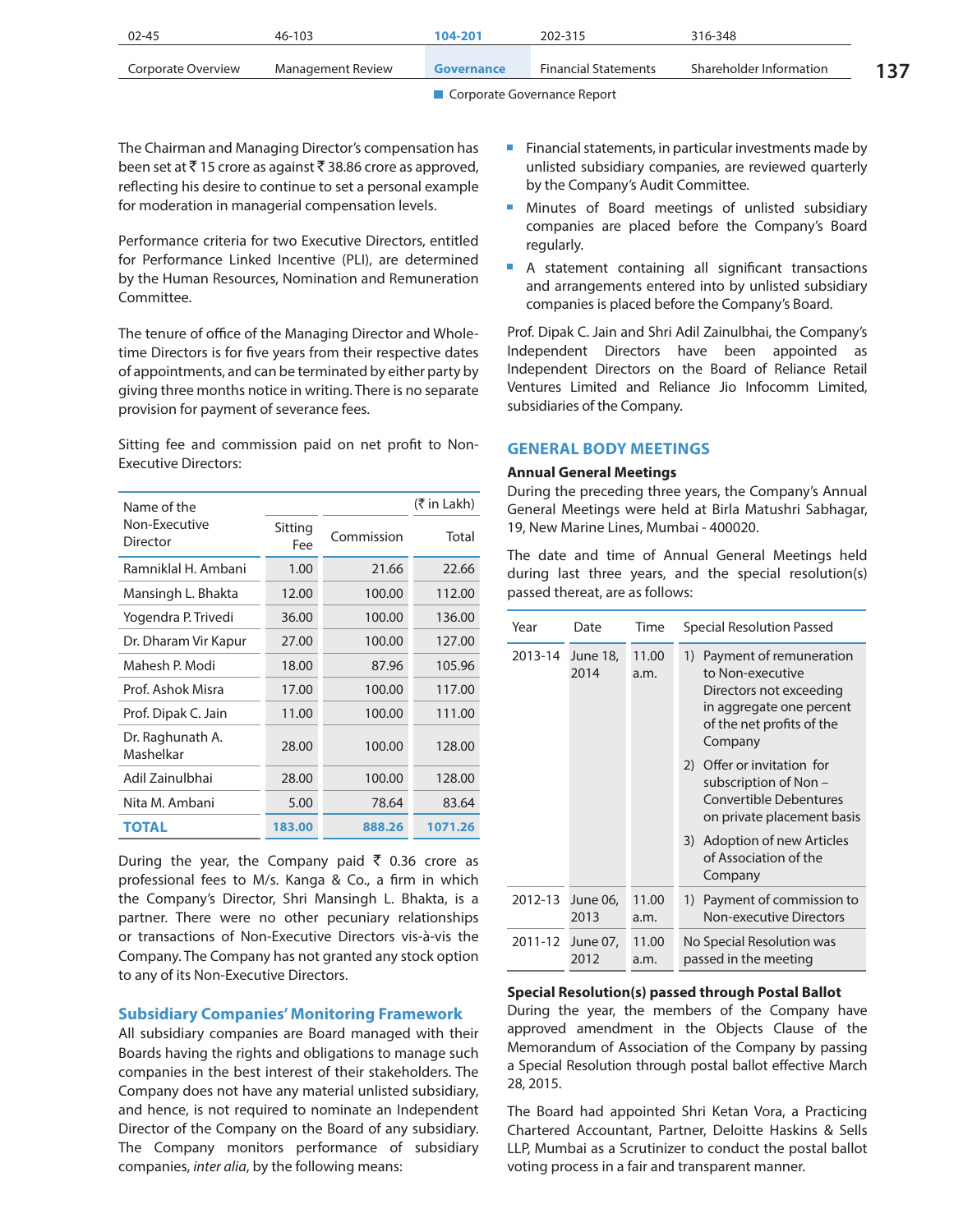The Chairman and Managing Director's compensation has been set at ₹ 15 crore as against ₹ 38.86 crore as approved, reflecting his desire to continue to set a personal example for moderation in managerial compensation levels.

Performance criteria for two Executive Directors, entitled for Performance Linked Incentive (PLI), are determined by the Human Resources, Nomination and Remuneration Committee.

The tenure of office of the Managing Director and Whole-time Directors is for five years from their respective dates of appointments, and can be terminated by either party by giving three months notice in writing. There is no separate provision for payment of severance fees.

Sitting fee and commission paid on net profit to Non-Executive Directors:

| Name of the Non-Executive Director | Sitting Fee | Commission | Total (₹ in Lakh) |
|---|---|---|---|
| Ramniklal H. Ambani | 1.00 | 21.66 | 22.66 |
| Mansingh L. Bhakta | 12.00 | 100.00 | 112.00 |
| Yogendra P. Trivedi | 36.00 | 100.00 | 136.00 |
| Dr. Dharam Vir Kapur | 27.00 | 100.00 | 127.00 |
| Mahesh P. Modi | 18.00 | 87.96 | 105.96 |
| Prof. Ashok Misra | 17.00 | 100.00 | 117.00 |
| Prof. Dipak C. Jain | 11.00 | 100.00 | 111.00 |
| Dr. Raghunath A. Mashelkar | 28.00 | 100.00 | 128.00 |
| Adil Zainulbhai | 28.00 | 100.00 | 128.00 |
| Nita M. Ambani | 5.00 | 78.64 | 83.64 |
| **TOTAL** | **183.00** | **888.26** | **1071.26** |

During the year, the Company paid ₹ 0.36 crore as professional fees to M/s. Kanga & Co., a firm in which the Company's Director, Shri Mansingh L. Bhakta, is a partner. There were no other pecuniary relationships or transactions of Non-Executive Directors vis-à-vis the Company. The Company has not granted any stock option to any of its Non-Executive Directors.

## Subsidiary Companies' Monitoring Framework

All subsidiary companies are Board managed with their Boards having the rights and obligations to manage such companies in the best interest of their stakeholders. The Company does not have any material unlisted subsidiary, and hence, is not required to nominate an Independent Director of the Company on the Board of any subsidiary. The Company monitors performance of subsidiary companies, *inter alia*, by the following means:

- Financial statements, in particular investments made by unlisted subsidiary companies, are reviewed quarterly by the Company's Audit Committee.
- Minutes of Board meetings of unlisted subsidiary companies are placed before the Company's Board regularly.
- A statement containing all significant transactions and arrangements entered into by unlisted subsidiary companies is placed before the Company's Board.

Prof. Dipak C. Jain and Shri Adil Zainulbhai, the Company's Independent Directors have been appointed as Independent Directors on the Board of Reliance Retail Ventures Limited and Reliance Jio Infocomm Limited, subsidiaries of the Company.

## GENERAL BODY MEETINGS

**Annual General Meetings**

During the preceding three years, the Company's Annual General Meetings were held at Birla Matushri Sabhagar, 19, New Marine Lines, Mumbai - 400020.

The date and time of Annual General Meetings held during last three years, and the special resolution(s) passed thereat, are as follows:

| Year | Date | Time | Special Resolution Passed |
|---|---|---|---|
| 2013-14 | June 18, 2014 | 11.00 a.m. | 1) Payment of remuneration to Non-executive Directors not exceeding in aggregate one percent of the net profits of the Company<br>2) Offer or invitation for subscription of Non – Convertible Debentures on private placement basis<br>3) Adoption of new Articles of Association of the Company |
| 2012-13 | June 06, 2013 | 11.00 a.m. | 1) Payment of commission to Non-executive Directors |
| 2011-12 | June 07, 2012 | 11.00 a.m. | No Special Resolution was passed in the meeting |

**Special Resolution(s) passed through Postal Ballot**

During the year, the members of the Company have approved amendment in the Objects Clause of the Memorandum of Association of the Company by passing a Special Resolution through postal ballot effective March 28, 2015.

The Board had appointed Shri Ketan Vora, a Practicing Chartered Accountant, Partner, Deloitte Haskins & Sells LLP, Mumbai as a Scrutinizer to conduct the postal ballot voting process in a fair and transparent manner.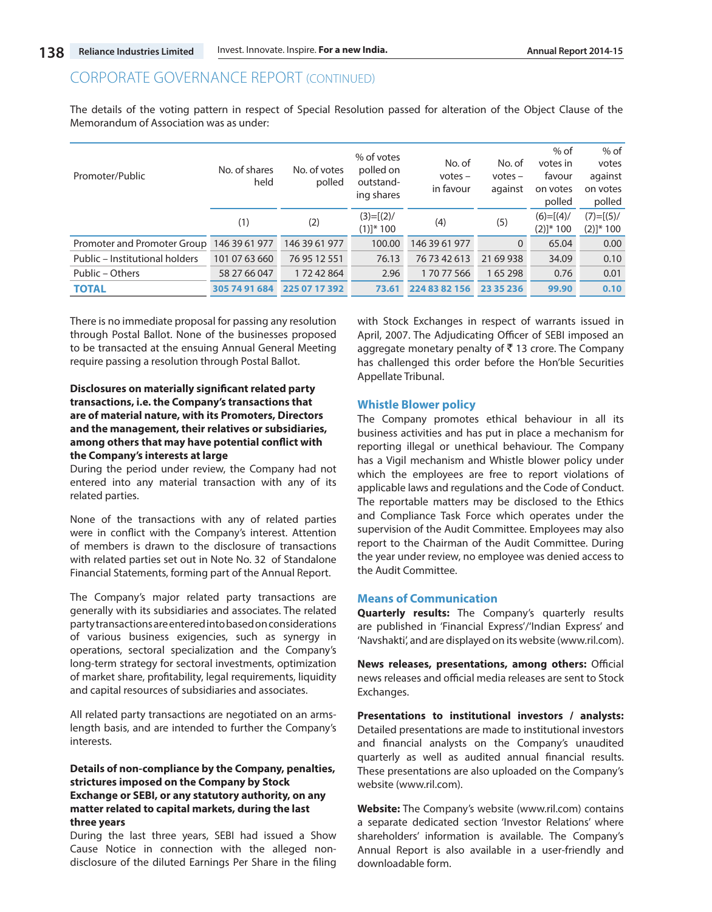## CORPORATE GOVERNANCE REPORT (CONTINUED)

The details of the voting pattern in respect of Special Resolution passed for alteration of the Object Clause of the Memorandum of Association was as under:

| Promoter/Public | No. of shares held | No. of votes polled | % of votes polled on outstand-ing shares | No. of votes – in favour | No. of votes – against | % of votes in favour on votes polled | % of votes against on votes polled |
|---|---|---|---|---|---|---|---|
| | (1) | (2) | (3)=[(2)/(1)]* 100 | (4) | (5) | (6)=[(4)/(2)]* 100 | (7)=[(5)/(2)]* 100 |
| Promoter and Promoter Group | 146 39 61 977 | 146 39 61 977 | 100.00 | 146 39 61 977 | 0 | 65.04 | 0.00 |
| Public – Institutional holders | 101 07 63 660 | 76 95 12 551 | 76.13 | 76 73 42 613 | 21 69 938 | 34.09 | 0.10 |
| Public – Others | 58 27 66 047 | 1 72 42 864 | 2.96 | 1 70 77 566 | 1 65 298 | 0.76 | 0.01 |
| **TOTAL** | **305 74 91 684** | **225 07 17 392** | **73.61** | **224 83 82 156** | **23 35 236** | **99.90** | **0.10** |

There is no immediate proposal for passing any resolution through Postal Ballot. None of the businesses proposed to be transacted at the ensuing Annual General Meeting require passing a resolution through Postal Ballot.

**Disclosures on materially significant related party transactions, i.e. the Company's transactions that are of material nature, with its Promoters, Directors and the management, their relatives or subsidiaries, among others that may have potential conflict with the Company's interests at large**

During the period under review, the Company had not entered into any material transaction with any of its related parties.

None of the transactions with any of related parties were in conflict with the Company's interest. Attention of members is drawn to the disclosure of transactions with related parties set out in Note No. 32 of Standalone Financial Statements, forming part of the Annual Report.

The Company's major related party transactions are generally with its subsidiaries and associates. The related party transactions are entered into based on considerations of various business exigencies, such as synergy in operations, sectoral specialization and the Company's long-term strategy for sectoral investments, optimization of market share, profitability, legal requirements, liquidity and capital resources of subsidiaries and associates.

All related party transactions are negotiated on an arms-length basis, and are intended to further the Company's interests.

**Details of non-compliance by the Company, penalties, strictures imposed on the Company by Stock Exchange or SEBI, or any statutory authority, on any matter related to capital markets, during the last three years**

During the last three years, SEBI had issued a Show Cause Notice in connection with the alleged non-disclosure of the diluted Earnings Per Share in the filing with Stock Exchanges in respect of warrants issued in April, 2007. The Adjudicating Officer of SEBI imposed an aggregate monetary penalty of ₹ 13 crore. The Company has challenged this order before the Hon'ble Securities Appellate Tribunal.

### Whistle Blower policy

The Company promotes ethical behaviour in all its business activities and has put in place a mechanism for reporting illegal or unethical behaviour. The Company has a Vigil mechanism and Whistle blower policy under which the employees are free to report violations of applicable laws and regulations and the Code of Conduct. The reportable matters may be disclosed to the Ethics and Compliance Task Force which operates under the supervision of the Audit Committee. Employees may also report to the Chairman of the Audit Committee. During the year under review, no employee was denied access to the Audit Committee.

### Means of Communication

**Quarterly results:** The Company's quarterly results are published in 'Financial Express'/'Indian Express' and 'Navshakti', and are displayed on its website (www.ril.com).

**News releases, presentations, among others:** Official news releases and official media releases are sent to Stock Exchanges.

**Presentations to institutional investors / analysts:** Detailed presentations are made to institutional investors and financial analysts on the Company's unaudited quarterly as well as audited annual financial results. These presentations are also uploaded on the Company's website (www.ril.com).

**Website:** The Company's website (www.ril.com) contains a separate dedicated section 'Investor Relations' where shareholders' information is available. The Company's Annual Report is also available in a user-friendly and downloadable form.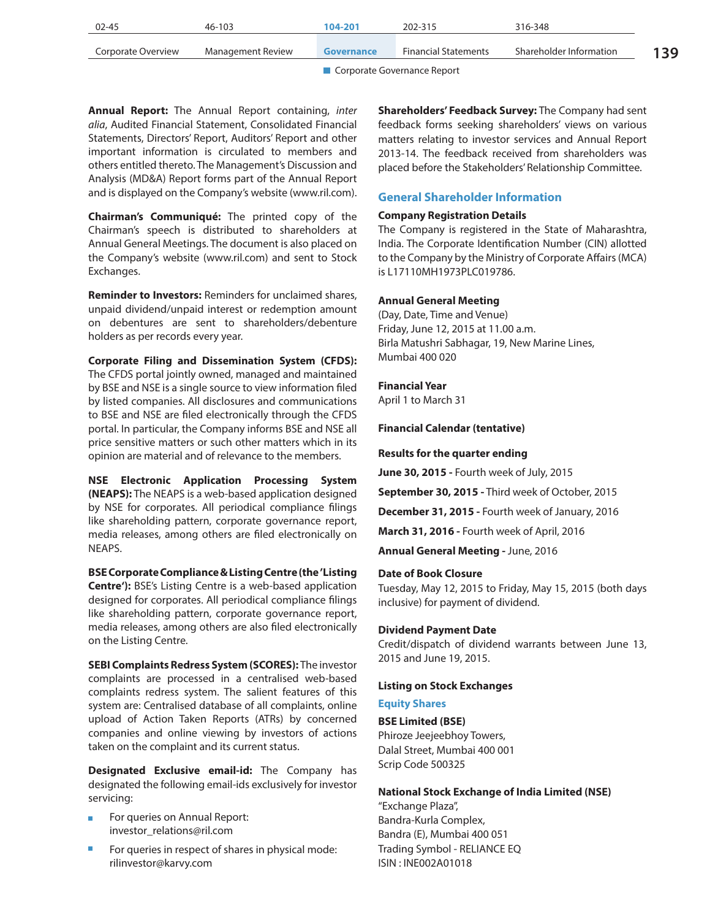**Annual Report:** The Annual Report containing, *inter alia*, Audited Financial Statement, Consolidated Financial Statements, Directors' Report, Auditors' Report and other important information is circulated to members and others entitled thereto. The Management's Discussion and Analysis (MD&A) Report forms part of the Annual Report and is displayed on the Company's website (www.ril.com).

**Chairman's Communiqué:** The printed copy of the Chairman's speech is distributed to shareholders at Annual General Meetings. The document is also placed on the Company's website (www.ril.com) and sent to Stock Exchanges.

**Reminder to Investors:** Reminders for unclaimed shares, unpaid dividend/unpaid interest or redemption amount on debentures are sent to shareholders/debenture holders as per records every year.

**Corporate Filing and Dissemination System (CFDS):** The CFDS portal jointly owned, managed and maintained by BSE and NSE is a single source to view information filed by listed companies. All disclosures and communications to BSE and NSE are filed electronically through the CFDS portal. In particular, the Company informs BSE and NSE all price sensitive matters or such other matters which in its opinion are material and of relevance to the members.

**NSE Electronic Application Processing System (NEAPS):** The NEAPS is a web-based application designed by NSE for corporates. All periodical compliance filings like shareholding pattern, corporate governance report, media releases, among others are filed electronically on NEAPS.

**BSE Corporate Compliance & Listing Centre (the 'Listing Centre'):** BSE's Listing Centre is a web-based application designed for corporates. All periodical compliance filings like shareholding pattern, corporate governance report, media releases, among others are also filed electronically on the Listing Centre.

**SEBI Complaints Redress System (SCORES):** The investor complaints are processed in a centralised web-based complaints redress system. The salient features of this system are: Centralised database of all complaints, online upload of Action Taken Reports (ATRs) by concerned companies and online viewing by investors of actions taken on the complaint and its current status.

**Designated Exclusive email-id:** The Company has designated the following email-ids exclusively for investor servicing:

- For queries on Annual Report: investor_relations@ril.com
- For queries in respect of shares in physical mode: rilinvestor@karvy.com

**Shareholders' Feedback Survey:** The Company had sent feedback forms seeking shareholders' views on various matters relating to investor services and Annual Report 2013-14. The feedback received from shareholders was placed before the Stakeholders' Relationship Committee.

## General Shareholder Information

**Company Registration Details**

The Company is registered in the State of Maharashtra, India. The Corporate Identification Number (CIN) allotted to the Company by the Ministry of Corporate Affairs (MCA) is L17110MH1973PLC019786.

**Annual General Meeting**

(Day, Date, Time and Venue)
Friday, June 12, 2015 at 11.00 a.m.
Birla Matushri Sabhagar, 19, New Marine Lines, Mumbai 400 020

**Financial Year**

April 1 to March 31

**Financial Calendar (tentative)**

**Results for the quarter ending**

**June 30, 2015 -** Fourth week of July, 2015

**September 30, 2015 -** Third week of October, 2015

**December 31, 2015 -** Fourth week of January, 2016

**March 31, 2016 -** Fourth week of April, 2016

**Annual General Meeting -** June, 2016

**Date of Book Closure**

Tuesday, May 12, 2015 to Friday, May 15, 2015 (both days inclusive) for payment of dividend.

**Dividend Payment Date**

Credit/dispatch of dividend warrants between June 13, 2015 and June 19, 2015.

**Listing on Stock Exchanges**

### Equity Shares

**BSE Limited (BSE)**
Phiroze Jeejeebhoy Towers,
Dalal Street, Mumbai 400 001
Scrip Code 500325

**National Stock Exchange of India Limited (NSE)**
"Exchange Plaza",
Bandra-Kurla Complex,
Bandra (E), Mumbai 400 051
Trading Symbol - RELIANCE EQ
ISIN : INE002A01018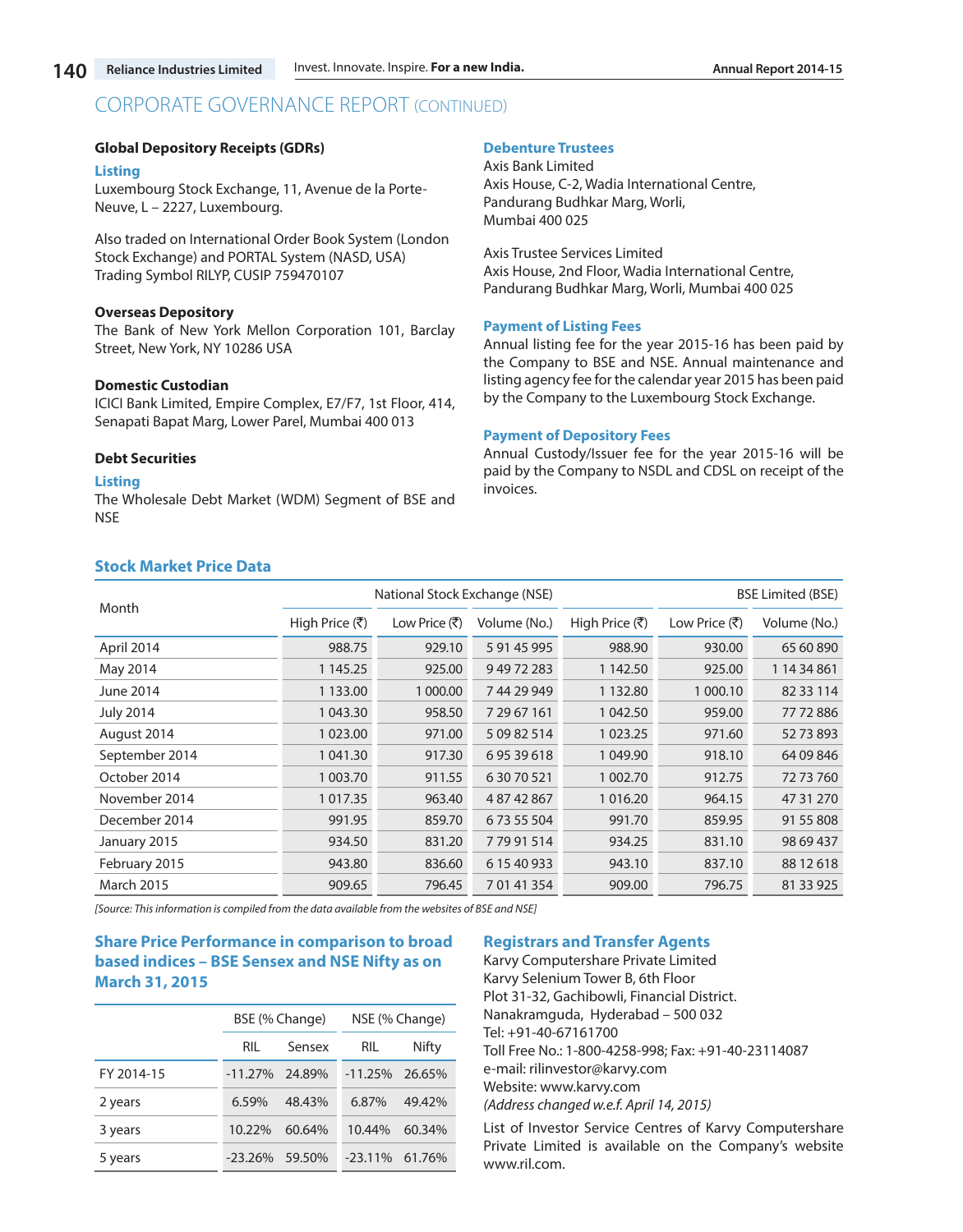## CORPORATE GOVERNANCE REPORT (CONTINUED)

### Global Depository Receipts (GDRs)

**Listing**

Luxembourg Stock Exchange, 11, Avenue de la Porte-Neuve, L – 2227, Luxembourg.

Also traded on International Order Book System (London Stock Exchange) and PORTAL System (NASD, USA)
Trading Symbol RILYP, CUSIP 759470107

**Overseas Depository**

The Bank of New York Mellon Corporation 101, Barclay Street, New York, NY 10286 USA

**Domestic Custodian**

ICICI Bank Limited, Empire Complex, E7/F7, 1st Floor, 414, Senapati Bapat Marg, Lower Parel, Mumbai 400 013

### Debt Securities

**Listing**

The Wholesale Debt Market (WDM) Segment of BSE and NSE

**Debenture Trustees**

Axis Bank Limited
Axis House, C-2, Wadia International Centre,
Pandurang Budhkar Marg, Worli,
Mumbai 400 025

Axis Trustee Services Limited
Axis House, 2nd Floor, Wadia International Centre,
Pandurang Budhkar Marg, Worli, Mumbai 400 025

**Payment of Listing Fees**

Annual listing fee for the year 2015-16 has been paid by the Company to BSE and NSE. Annual maintenance and listing agency fee for the calendar year 2015 has been paid by the Company to the Luxembourg Stock Exchange.

**Payment of Depository Fees**

Annual Custody/Issuer fee for the year 2015-16 will be paid by the Company to NSDL and CDSL on receipt of the invoices.

### Stock Market Price Data

| Month | National Stock Exchange (NSE) | | | BSE Limited (BSE) | | |
|---|---|---|---|---|---|---|
| | High Price (₹) | Low Price (₹) | Volume (No.) | High Price (₹) | Low Price (₹) | Volume (No.) |
| April 2014 | 988.75 | 929.10 | 5 91 45 995 | 988.90 | 930.00 | 65 60 890 |
| May 2014 | 1 145.25 | 925.00 | 9 49 72 283 | 1 142.50 | 925.00 | 1 14 34 861 |
| June 2014 | 1 133.00 | 1 000.00 | 7 44 29 949 | 1 132.80 | 1 000.10 | 82 33 114 |
| July 2014 | 1 043.30 | 958.50 | 7 29 67 161 | 1 042.50 | 959.00 | 77 72 886 |
| August 2014 | 1 023.00 | 971.00 | 5 09 82 514 | 1 023.25 | 971.60 | 52 73 893 |
| September 2014 | 1 041.30 | 917.30 | 6 95 39 618 | 1 049.90 | 918.10 | 64 09 846 |
| October 2014 | 1 003.70 | 911.55 | 6 30 70 521 | 1 002.70 | 912.75 | 72 73 760 |
| November 2014 | 1 017.35 | 963.40 | 4 87 42 867 | 1 016.20 | 964.15 | 47 31 270 |
| December 2014 | 991.95 | 859.70 | 6 73 55 504 | 991.70 | 859.95 | 91 55 808 |
| January 2015 | 934.50 | 831.20 | 7 79 91 514 | 934.25 | 831.10 | 98 69 437 |
| February 2015 | 943.80 | 836.60 | 6 15 40 933 | 943.10 | 837.10 | 88 12 618 |
| March 2015 | 909.65 | 796.45 | 7 01 41 354 | 909.00 | 796.75 | 81 33 925 |

*[Source: This information is compiled from the data available from the websites of BSE and NSE]*

### Share Price Performance in comparison to broad based indices – BSE Sensex and NSE Nifty as on March 31, 2015

| | BSE (% Change) | | NSE (% Change) | |
|---|---|---|---|---|
| | RIL | Sensex | RIL | Nifty |
| FY 2014-15 | -11.27% | 24.89% | -11.25% | 26.65% |
| 2 years | 6.59% | 48.43% | 6.87% | 49.42% |
| 3 years | 10.22% | 60.64% | 10.44% | 60.34% |
| 5 years | -23.26% | 59.50% | -23.11% | 61.76% |

### Registrars and Transfer Agents

Karvy Computershare Private Limited
Karvy Selenium Tower B, 6th Floor
Plot 31-32, Gachibowli, Financial District.
Nanakramguda, Hyderabad – 500 032
Tel: +91-40-67161700
Toll Free No.: 1-800-4258-998; Fax: +91-40-23114087
e-mail: rilinvestor@karvy.com
Website: www.karvy.com
*(Address changed w.e.f. April 14, 2015)*

List of Investor Service Centres of Karvy Computershare Private Limited is available on the Company's website www.ril.com.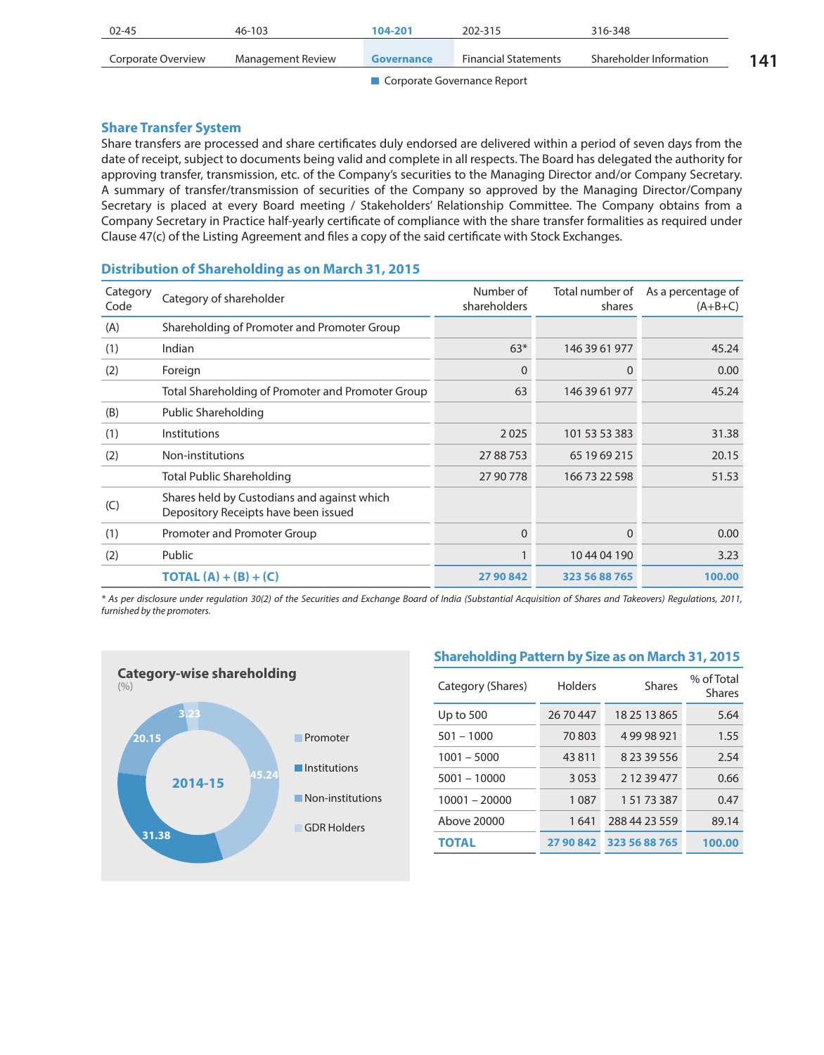## Share Transfer System

Share transfers are processed and share certificates duly endorsed are delivered within a period of seven days from the date of receipt, subject to documents being valid and complete in all respects. The Board has delegated the authority for approving transfer, transmission, etc. of the Company's securities to the Managing Director and/or Company Secretary. A summary of transfer/transmission of securities of the Company so approved by the Managing Director/Company Secretary is placed at every Board meeting / Stakeholders' Relationship Committee. The Company obtains from a Company Secretary in Practice half-yearly certificate of compliance with the share transfer formalities as required under Clause 47(c) of the Listing Agreement and files a copy of the said certificate with Stock Exchanges.

## Distribution of Shareholding as on March 31, 2015

| Category Code | Category of shareholder | Number of shareholders | Total number of shares | As a percentage of (A+B+C) |
|---|---|---|---|---|
| (A) | Shareholding of Promoter and Promoter Group | | | |
| (1) | Indian | 63* | 146 39 61 977 | 45.24 |
| (2) | Foreign | 0 | 0 | 0.00 |
| | Total Shareholding of Promoter and Promoter Group | 63 | 146 39 61 977 | 45.24 |
| (B) | Public Shareholding | | | |
| (1) | Institutions | 2 025 | 101 53 53 383 | 31.38 |
| (2) | Non-institutions | 27 88 753 | 65 19 69 215 | 20.15 |
| | Total Public Shareholding | 27 90 778 | 166 73 22 598 | 51.53 |
| (C) | Shares held by Custodians and against which Depository Receipts have been issued | | | |
| (1) | Promoter and Promoter Group | 0 | 0 | 0.00 |
| (2) | Public | 1 | 10 44 04 190 | 3.23 |
| | **TOTAL (A) + (B) + (C)** | **27 90 842** | **323 56 88 765** | **100.00** |

*\* As per disclosure under regulation 30(2) of the Securities and Exchange Board of India (Substantial Acquisition of Shares and Takeovers) Regulations, 2011, furnished by the promoters.*

**Category-wise shareholding** (%)

2014-15

| Category | % |
|---|---|
| Promoter | 45.24 |
| Institutions | 31.38 |
| Non-institutions | 20.15 |
| GDR Holders | 3.23 |

## Shareholding Pattern by Size as on March 31, 2015

| Category (Shares) | Holders | Shares | % of Total Shares |
|---|---|---|---|
| Up to 500 | 26 70 447 | 18 25 13 865 | 5.64 |
| 501 – 1000 | 70 803 | 4 99 98 921 | 1.55 |
| 1001 – 5000 | 43 811 | 8 23 39 556 | 2.54 |
| 5001 – 10000 | 3 053 | 2 12 39 477 | 0.66 |
| 10001 – 20000 | 1 087 | 1 51 73 387 | 0.47 |
| Above 20000 | 1 641 | 288 44 23 559 | 89.14 |
| **TOTAL** | **27 90 842** | **323 56 88 765** | **100.00** |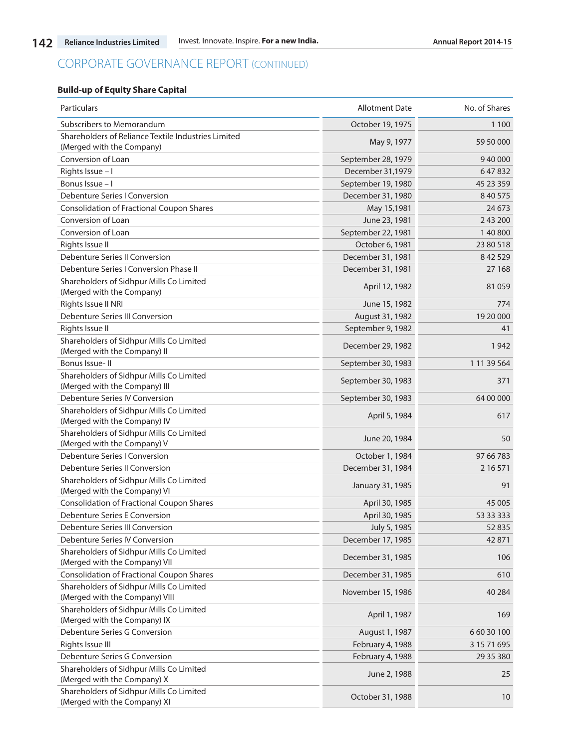# CORPORATE GOVERNANCE REPORT (CONTINUED)

### Build-up of Equity Share Capital

| Particulars | Allotment Date | No. of Shares |
|---|---|---|
| Subscribers to Memorandum | October 19, 1975 | 1 100 |
| Shareholders of Reliance Textile Industries Limited (Merged with the Company) | May 9, 1977 | 59 50 000 |
| Conversion of Loan | September 28, 1979 | 9 40 000 |
| Rights Issue – I | December 31,1979 | 6 47 832 |
| Bonus Issue – I | September 19, 1980 | 45 23 359 |
| Debenture Series I Conversion | December 31, 1980 | 8 40 575 |
| Consolidation of Fractional Coupon Shares | May 15,1981 | 24 673 |
| Conversion of Loan | June 23, 1981 | 2 43 200 |
| Conversion of Loan | September 22, 1981 | 1 40 800 |
| Rights Issue II | October 6, 1981 | 23 80 518 |
| Debenture Series II Conversion | December 31, 1981 | 8 42 529 |
| Debenture Series I Conversion Phase II | December 31, 1981 | 27 168 |
| Shareholders of Sidhpur Mills Co Limited (Merged with the Company) | April 12, 1982 | 81 059 |
| Rights Issue II NRI | June 15, 1982 | 774 |
| Debenture Series III Conversion | August 31, 1982 | 19 20 000 |
| Rights Issue II | September 9, 1982 | 41 |
| Shareholders of Sidhpur Mills Co Limited (Merged with the Company) II | December 29, 1982 | 1 942 |
| Bonus Issue- II | September 30, 1983 | 1 11 39 564 |
| Shareholders of Sidhpur Mills Co Limited (Merged with the Company) III | September 30, 1983 | 371 |
| Debenture Series IV Conversion | September 30, 1983 | 64 00 000 |
| Shareholders of Sidhpur Mills Co Limited (Merged with the Company) IV | April 5, 1984 | 617 |
| Shareholders of Sidhpur Mills Co Limited (Merged with the Company) V | June 20, 1984 | 50 |
| Debenture Series I Conversion | October 1, 1984 | 97 66 783 |
| Debenture Series II Conversion | December 31, 1984 | 2 16 571 |
| Shareholders of Sidhpur Mills Co Limited (Merged with the Company) VI | January 31, 1985 | 91 |
| Consolidation of Fractional Coupon Shares | April 30, 1985 | 45 005 |
| Debenture Series E Conversion | April 30, 1985 | 53 33 333 |
| Debenture Series III Conversion | July 5, 1985 | 52 835 |
| Debenture Series IV Conversion | December 17, 1985 | 42 871 |
| Shareholders of Sidhpur Mills Co Limited (Merged with the Company) VII | December 31, 1985 | 106 |
| Consolidation of Fractional Coupon Shares | December 31, 1985 | 610 |
| Shareholders of Sidhpur Mills Co Limited (Merged with the Company) VIII | November 15, 1986 | 40 284 |
| Shareholders of Sidhpur Mills Co Limited (Merged with the Company) IX | April 1, 1987 | 169 |
| Debenture Series G Conversion | August 1, 1987 | 6 60 30 100 |
| Rights Issue III | February 4, 1988 | 3 15 71 695 |
| Debenture Series G Conversion | February 4, 1988 | 29 35 380 |
| Shareholders of Sidhpur Mills Co Limited (Merged with the Company) X | June 2, 1988 | 25 |
| Shareholders of Sidhpur Mills Co Limited (Merged with the Company) XI | October 31, 1988 | 10 |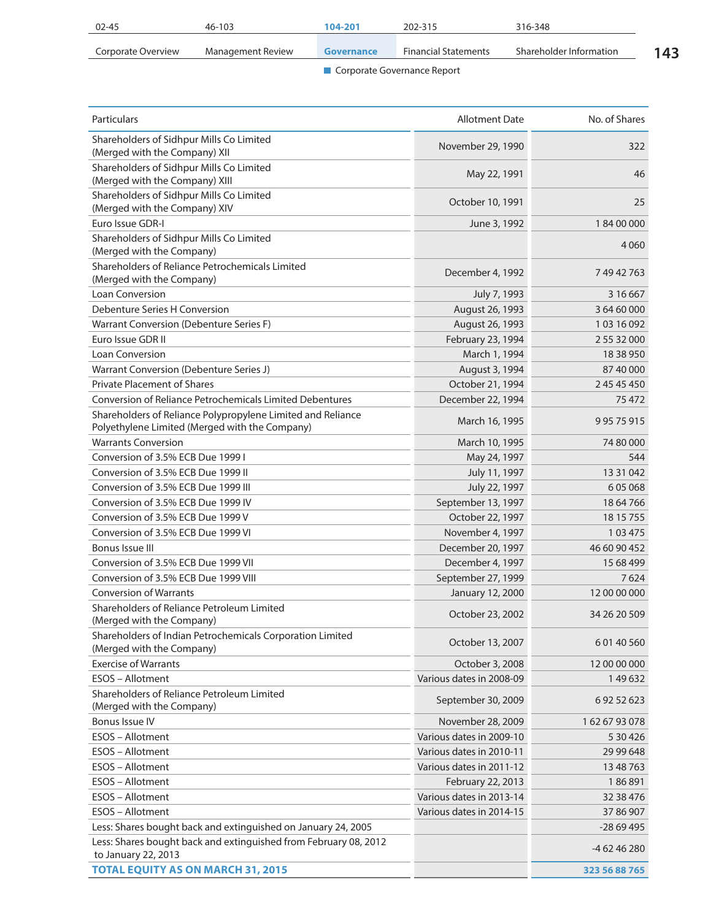| Particulars | Allotment Date | No. of Shares |
|---|---|---|
| Shareholders of Sidhpur Mills Co Limited (Merged with the Company) XII | November 29, 1990 | 322 |
| Shareholders of Sidhpur Mills Co Limited (Merged with the Company) XIII | May 22, 1991 | 46 |
| Shareholders of Sidhpur Mills Co Limited (Merged with the Company) XIV | October 10, 1991 | 25 |
| Euro Issue GDR-I | June 3, 1992 | 1 84 00 000 |
| Shareholders of Sidhpur Mills Co Limited (Merged with the Company) | | 4 060 |
| Shareholders of Reliance Petrochemicals Limited (Merged with the Company) | December 4, 1992 | 7 49 42 763 |
| Loan Conversion | July 7, 1993 | 3 16 667 |
| Debenture Series H Conversion | August 26, 1993 | 3 64 60 000 |
| Warrant Conversion (Debenture Series F) | August 26, 1993 | 1 03 16 092 |
| Euro Issue GDR II | February 23, 1994 | 2 55 32 000 |
| Loan Conversion | March 1, 1994 | 18 38 950 |
| Warrant Conversion (Debenture Series J) | August 3, 1994 | 87 40 000 |
| Private Placement of Shares | October 21, 1994 | 2 45 45 450 |
| Conversion of Reliance Petrochemicals Limited Debentures | December 22, 1994 | 75 472 |
| Shareholders of Reliance Polypropylene Limited and Reliance Polyethylene Limited (Merged with the Company) | March 16, 1995 | 9 95 75 915 |
| Warrants Conversion | March 10, 1995 | 74 80 000 |
| Conversion of 3.5% ECB Due 1999 I | May 24, 1997 | 544 |
| Conversion of 3.5% ECB Due 1999 II | July 11, 1997 | 13 31 042 |
| Conversion of 3.5% ECB Due 1999 III | July 22, 1997 | 6 05 068 |
| Conversion of 3.5% ECB Due 1999 IV | September 13, 1997 | 18 64 766 |
| Conversion of 3.5% ECB Due 1999 V | October 22, 1997 | 18 15 755 |
| Conversion of 3.5% ECB Due 1999 VI | November 4, 1997 | 1 03 475 |
| Bonus Issue III | December 20, 1997 | 46 60 90 452 |
| Conversion of 3.5% ECB Due 1999 VII | December 4, 1997 | 15 68 499 |
| Conversion of 3.5% ECB Due 1999 VIII | September 27, 1999 | 7 624 |
| Conversion of Warrants | January 12, 2000 | 12 00 00 000 |
| Shareholders of Reliance Petroleum Limited (Merged with the Company) | October 23, 2002 | 34 26 20 509 |
| Shareholders of Indian Petrochemicals Corporation Limited (Merged with the Company) | October 13, 2007 | 6 01 40 560 |
| Exercise of Warrants | October 3, 2008 | 12 00 00 000 |
| ESOS – Allotment | Various dates in 2008-09 | 1 49 632 |
| Shareholders of Reliance Petroleum Limited (Merged with the Company) | September 30, 2009 | 6 92 52 623 |
| Bonus Issue IV | November 28, 2009 | 1 62 67 93 078 |
| ESOS – Allotment | Various dates in 2009-10 | 5 30 426 |
| ESOS – Allotment | Various dates in 2010-11 | 29 99 648 |
| ESOS – Allotment | Various dates in 2011-12 | 13 48 763 |
| ESOS – Allotment | February 22, 2013 | 1 86 891 |
| ESOS – Allotment | Various dates in 2013-14 | 32 38 476 |
| ESOS – Allotment | Various dates in 2014-15 | 37 86 907 |
| Less: Shares bought back and extinguished on January 24, 2005 | | -28 69 495 |
| Less: Shares bought back and extinguished from February 08, 2012 to January 22, 2013 | | -4 62 46 280 |
| **TOTAL EQUITY AS ON MARCH 31, 2015** | | **323 56 88 765** |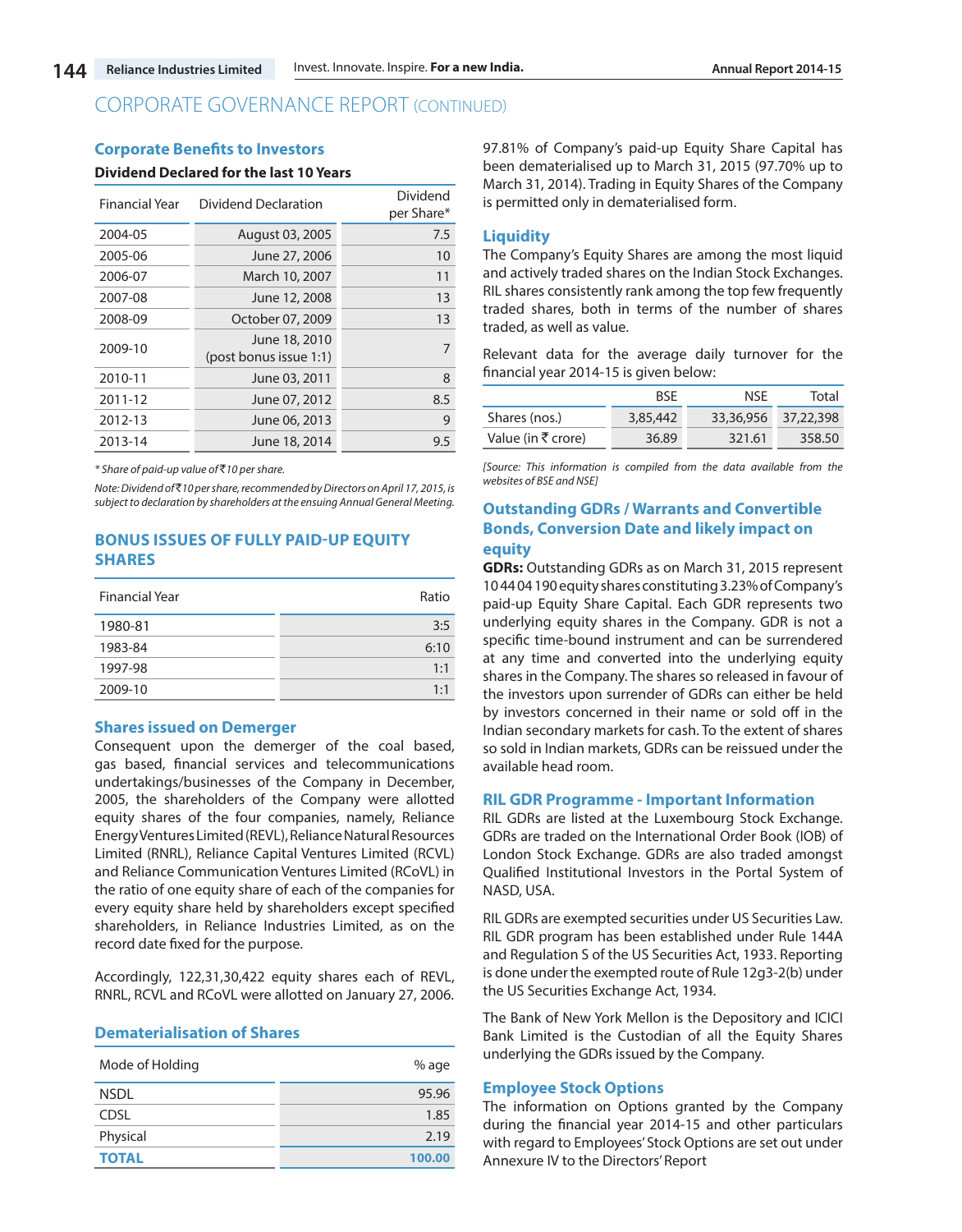# CORPORATE GOVERNANCE REPORT (CONTINUED)

### Corporate Benefits to Investors

**Dividend Declared for the last 10 Years**

| Financial Year | Dividend Declaration | Dividend per Share* |
|---|---|---|
| 2004-05 | August 03, 2005 | 7.5 |
| 2005-06 | June 27, 2006 | 10 |
| 2006-07 | March 10, 2007 | 11 |
| 2007-08 | June 12, 2008 | 13 |
| 2008-09 | October 07, 2009 | 13 |
| 2009-10 | June 18, 2010 (post bonus issue 1:1) | 7 |
| 2010-11 | June 03, 2011 | 8 |
| 2011-12 | June 07, 2012 | 8.5 |
| 2012-13 | June 06, 2013 | 9 |
| 2013-14 | June 18, 2014 | 9.5 |

*\* Share of paid-up value of ₹10 per share.*

*Note: Dividend of ₹10 per share, recommended by Directors on April 17, 2015, is subject to declaration by shareholders at the ensuing Annual General Meeting.*

### BONUS ISSUES OF FULLY PAID-UP EQUITY SHARES

| Financial Year | Ratio |
|---|---|
| 1980-81 | 3:5 |
| 1983-84 | 6:10 |
| 1997-98 | 1:1 |
| 2009-10 | 1:1 |

### Shares issued on Demerger

Consequent upon the demerger of the coal based, gas based, financial services and telecommunications undertakings/businesses of the Company in December, 2005, the shareholders of the Company were allotted equity shares of the four companies, namely, Reliance Energy Ventures Limited (REVL), Reliance Natural Resources Limited (RNRL), Reliance Capital Ventures Limited (RCVL) and Reliance Communication Ventures Limited (RCoVL) in the ratio of one equity share of each of the companies for every equity share held by shareholders except specified shareholders, in Reliance Industries Limited, as on the record date fixed for the purpose.

Accordingly, 122,31,30,422 equity shares each of REVL, RNRL, RCVL and RCoVL were allotted on January 27, 2006.

### Dematerialisation of Shares

| Mode of Holding | % age |
|---|---|
| NSDL | 95.96 |
| CDSL | 1.85 |
| Physical | 2.19 |
| **TOTAL** | **100.00** |

97.81% of Company's paid-up Equity Share Capital has been dematerialised up to March 31, 2015 (97.70% up to March 31, 2014). Trading in Equity Shares of the Company is permitted only in dematerialised form.

### Liquidity

The Company's Equity Shares are among the most liquid and actively traded shares on the Indian Stock Exchanges. RIL shares consistently rank among the top few frequently traded shares, both in terms of the number of shares traded, as well as value.

Relevant data for the average daily turnover for the financial year 2014-15 is given below:

| | BSE | NSE | Total |
|---|---|---|---|
| Shares (nos.) | 3,85,442 | 33,36,956 | 37,22,398 |
| Value (in ₹ crore) | 36.89 | 321.61 | 358.50 |

*[Source: This information is compiled from the data available from the websites of BSE and NSE]*

### Outstanding GDRs / Warrants and Convertible Bonds, Conversion Date and likely impact on equity

**GDRs:** Outstanding GDRs as on March 31, 2015 represent 10 44 04 190 equity shares constituting 3.23% of Company's paid-up Equity Share Capital. Each GDR represents two underlying equity shares in the Company. GDR is not a specific time-bound instrument and can be surrendered at any time and converted into the underlying equity shares in the Company. The shares so released in favour of the investors upon surrender of GDRs can either be held by investors concerned in their name or sold off in the Indian secondary markets for cash. To the extent of shares so sold in Indian markets, GDRs can be reissued under the available head room.

### RIL GDR Programme - Important Information

RIL GDRs are listed at the Luxembourg Stock Exchange. GDRs are traded on the International Order Book (IOB) of London Stock Exchange. GDRs are also traded amongst Qualified Institutional Investors in the Portal System of NASD, USA.

RIL GDRs are exempted securities under US Securities Law. RIL GDR program has been established under Rule 144A and Regulation S of the US Securities Act, 1933. Reporting is done under the exempted route of Rule 12g3-2(b) under the US Securities Exchange Act, 1934.

The Bank of New York Mellon is the Depository and ICICI Bank Limited is the Custodian of all the Equity Shares underlying the GDRs issued by the Company.

### Employee Stock Options

The information on Options granted by the Company during the financial year 2014-15 and other particulars with regard to Employees' Stock Options are set out under Annexure IV to the Directors' Report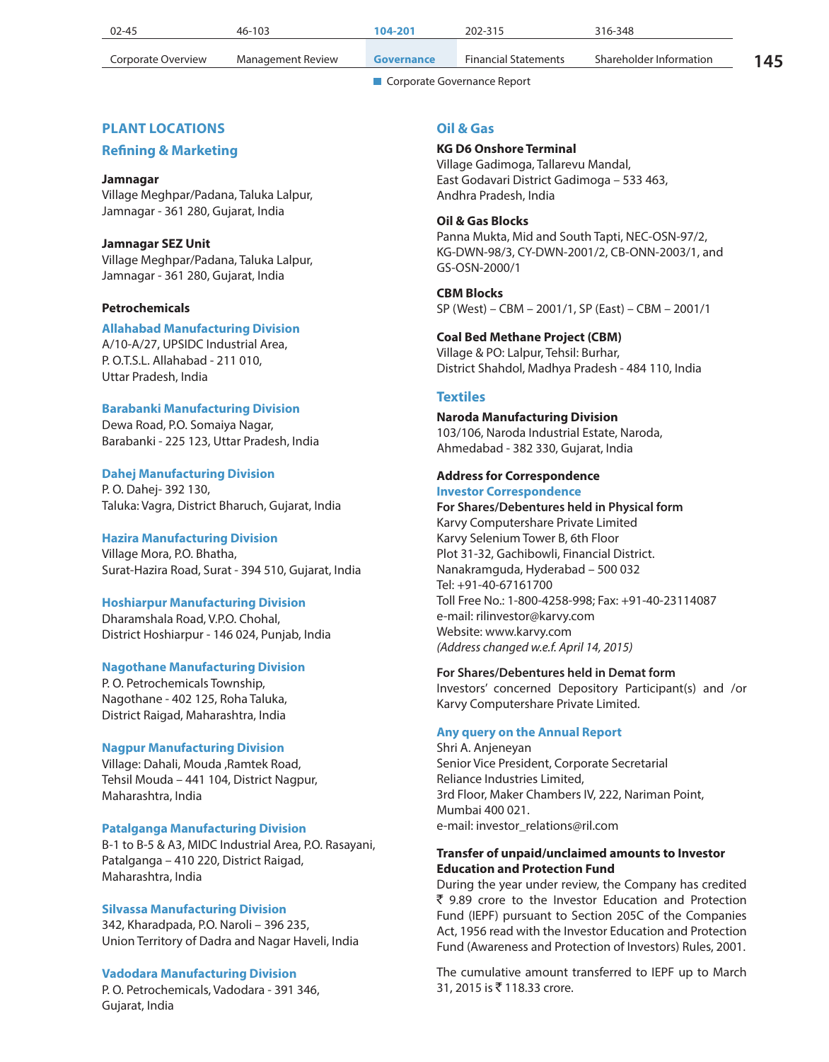## PLANT LOCATIONS

### Refining & Marketing

**Jamnagar**
Village Meghpar/Padana, Taluka Lalpur,
Jamnagar - 361 280, Gujarat, India

**Jamnagar SEZ Unit**
Village Meghpar/Padana, Taluka Lalpur,
Jamnagar - 361 280, Gujarat, India

**Petrochemicals**

**Allahabad Manufacturing Division**
A/10-A/27, UPSIDC Industrial Area,
P. O.T.S.L. Allahabad - 211 010,
Uttar Pradesh, India

**Barabanki Manufacturing Division**
Dewa Road, P.O. Somaiya Nagar,
Barabanki - 225 123, Uttar Pradesh, India

**Dahej Manufacturing Division**
P. O. Dahej- 392 130,
Taluka: Vagra, District Bharuch, Gujarat, India

**Hazira Manufacturing Division**
Village Mora, P.O. Bhatha,
Surat-Hazira Road, Surat - 394 510, Gujarat, India

**Hoshiarpur Manufacturing Division**
Dharamshala Road, V.P.O. Chohal,
District Hoshiarpur - 146 024, Punjab, India

**Nagothane Manufacturing Division**
P. O. Petrochemicals Township,
Nagothane - 402 125, Roha Taluka,
District Raigad, Maharashtra, India

**Nagpur Manufacturing Division**
Village: Dahali, Mouda ,Ramtek Road,
Tehsil Mouda – 441 104, District Nagpur,
Maharashtra, India

**Patalganga Manufacturing Division**
B-1 to B-5 & A3, MIDC Industrial Area, P.O. Rasayani,
Patalganga – 410 220, District Raigad,
Maharashtra, India

**Silvassa Manufacturing Division**
342, Kharadpada, P.O. Naroli – 396 235,
Union Territory of Dadra and Nagar Haveli, India

**Vadodara Manufacturing Division**
P. O. Petrochemicals, Vadodara - 391 346,
Gujarat, India

### Oil & Gas

**KG D6 Onshore Terminal**
Village Gadimoga, Tallarevu Mandal,
East Godavari District Gadimoga – 533 463,
Andhra Pradesh, India

**Oil & Gas Blocks**
Panna Mukta, Mid and South Tapti, NEC-OSN-97/2,
KG-DWN-98/3, CY-DWN-2001/2, CB-ONN-2003/1, and
GS-OSN-2000/1

**CBM Blocks**
SP (West) – CBM – 2001/1, SP (East) – CBM – 2001/1

**Coal Bed Methane Project (CBM)**
Village & PO: Lalpur, Tehsil: Burhar,
District Shahdol, Madhya Pradesh - 484 110, India

### Textiles

**Naroda Manufacturing Division**
103/106, Naroda Industrial Estate, Naroda,
Ahmedabad - 382 330, Gujarat, India

**Address for Correspondence**

**Investor Correspondence**

**For Shares/Debentures held in Physical form**
Karvy Computershare Private Limited
Karvy Selenium Tower B, 6th Floor
Plot 31-32, Gachibowli, Financial District.
Nanakramguda, Hyderabad – 500 032
Tel: +91-40-67161700
Toll Free No.: 1-800-4258-998; Fax: +91-40-23114087
e-mail: rilinvestor@karvy.com
Website: www.karvy.com
*(Address changed w.e.f. April 14, 2015)*

**For Shares/Debentures held in Demat form**
Investors' concerned Depository Participant(s) and /or Karvy Computershare Private Limited.

**Any query on the Annual Report**
Shri A. Anjeneyan
Senior Vice President, Corporate Secretarial
Reliance Industries Limited,
3rd Floor, Maker Chambers IV, 222, Nariman Point,
Mumbai 400 021.
e-mail: investor_relations@ril.com

**Transfer of unpaid/unclaimed amounts to Investor Education and Protection Fund**

During the year under review, the Company has credited ₹ 9.89 crore to the Investor Education and Protection Fund (IEPF) pursuant to Section 205C of the Companies Act, 1956 read with the Investor Education and Protection Fund (Awareness and Protection of Investors) Rules, 2001.

The cumulative amount transferred to IEPF up to March 31, 2015 is ₹ 118.33 crore.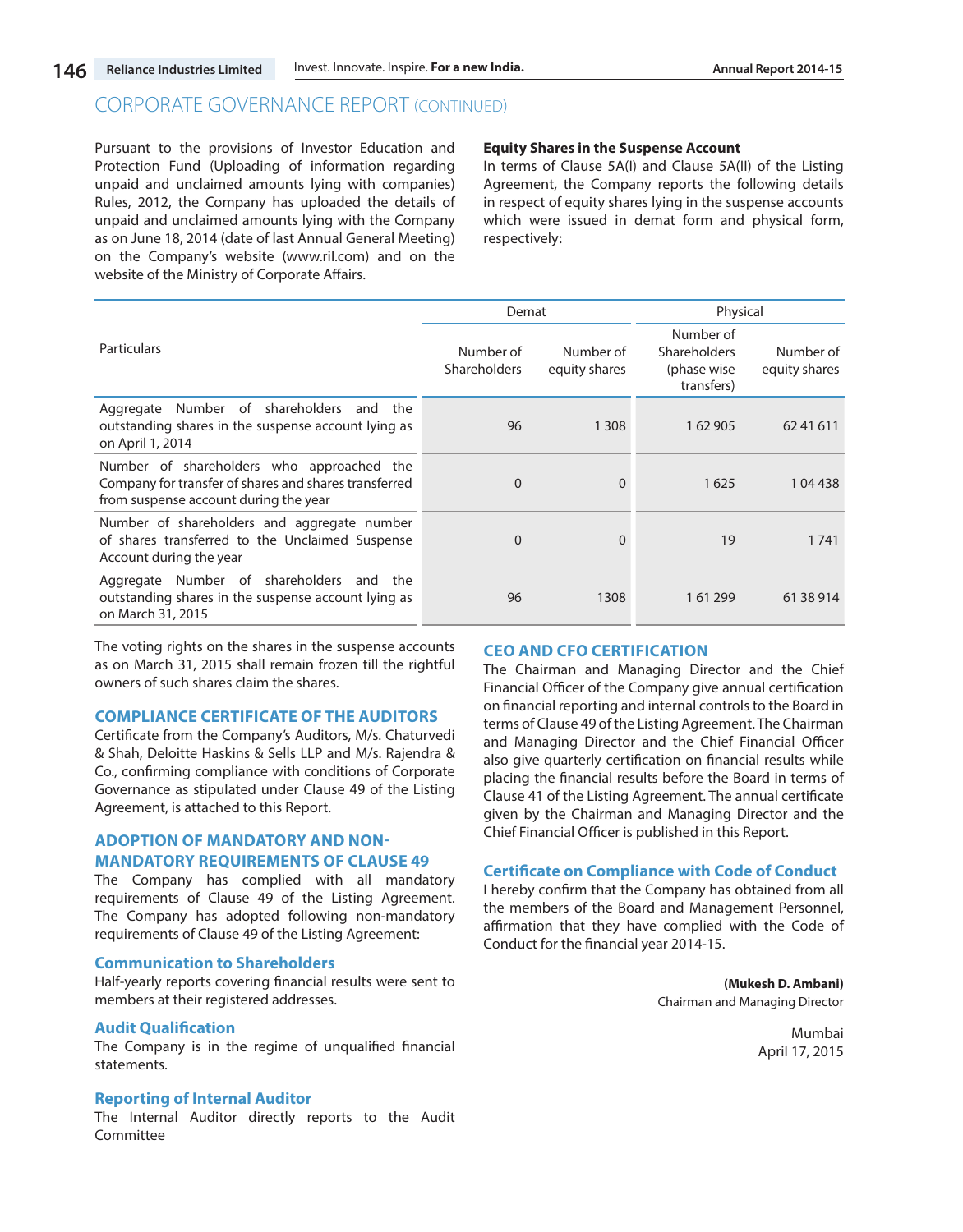## CORPORATE GOVERNANCE REPORT (CONTINUED)

Pursuant to the provisions of Investor Education and Protection Fund (Uploading of information regarding unpaid and unclaimed amounts lying with companies) Rules, 2012, the Company has uploaded the details of unpaid and unclaimed amounts lying with the Company as on June 18, 2014 (date of last Annual General Meeting) on the Company's website (www.ril.com) and on the website of the Ministry of Corporate Affairs.

**Equity Shares in the Suspense Account**

In terms of Clause 5A(I) and Clause 5A(II) of the Listing Agreement, the Company reports the following details in respect of equity shares lying in the suspense accounts which were issued in demat form and physical form, respectively:

| Particulars | Demat | | Physical | |
|---|---|---|---|---|
| | Number of Shareholders | Number of equity shares | Number of Shareholders (phase wise transfers) | Number of equity shares |
| Aggregate Number of shareholders and the outstanding shares in the suspense account lying as on April 1, 2014 | 96 | 1 308 | 1 62 905 | 62 41 611 |
| Number of shareholders who approached the Company for transfer of shares and shares transferred from suspense account during the year | 0 | 0 | 1 625 | 1 04 438 |
| Number of shareholders and aggregate number of shares transferred to the Unclaimed Suspense Account during the year | 0 | 0 | 19 | 1 741 |
| Aggregate Number of shareholders and the outstanding shares in the suspense account lying as on March 31, 2015 | 96 | 1308 | 1 61 299 | 61 38 914 |

The voting rights on the shares in the suspense accounts as on March 31, 2015 shall remain frozen till the rightful owners of such shares claim the shares.

## COMPLIANCE CERTIFICATE OF THE AUDITORS

Certificate from the Company's Auditors, M/s. Chaturvedi & Shah, Deloitte Haskins & Sells LLP and M/s. Rajendra & Co., confirming compliance with conditions of Corporate Governance as stipulated under Clause 49 of the Listing Agreement, is attached to this Report.

## ADOPTION OF MANDATORY AND NON-MANDATORY REQUIREMENTS OF CLAUSE 49

The Company has complied with all mandatory requirements of Clause 49 of the Listing Agreement. The Company has adopted following non-mandatory requirements of Clause 49 of the Listing Agreement:

### Communication to Shareholders

Half-yearly reports covering financial results were sent to members at their registered addresses.

### Audit Qualification

The Company is in the regime of unqualified financial statements.

### Reporting of Internal Auditor

The Internal Auditor directly reports to the Audit Committee

## CEO AND CFO CERTIFICATION

The Chairman and Managing Director and the Chief Financial Officer of the Company give annual certification on financial reporting and internal controls to the Board in terms of Clause 49 of the Listing Agreement. The Chairman and Managing Director and the Chief Financial Officer also give quarterly certification on financial results while placing the financial results before the Board in terms of Clause 41 of the Listing Agreement. The annual certificate given by the Chairman and Managing Director and the Chief Financial Officer is published in this Report.

### Certificate on Compliance with Code of Conduct

I hereby confirm that the Company has obtained from all the members of the Board and Management Personnel, affirmation that they have complied with the Code of Conduct for the financial year 2014-15.

**(Mukesh D. Ambani)**
Chairman and Managing Director

Mumbai
April 17, 2015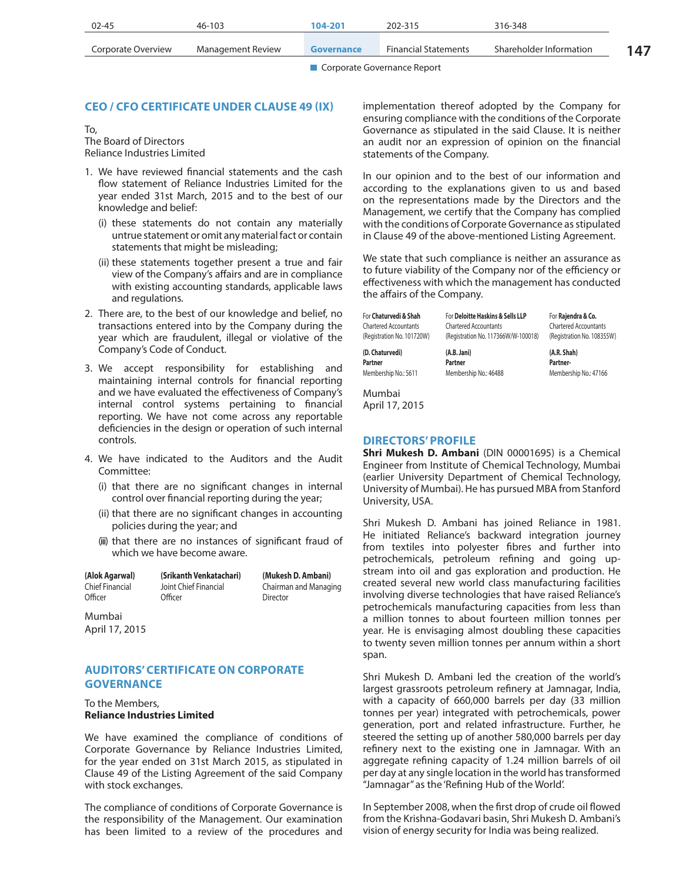## CEO / CFO CERTIFICATE UNDER CLAUSE 49 (IX)

To,
The Board of Directors
Reliance Industries Limited

1. We have reviewed financial statements and the cash flow statement of Reliance Industries Limited for the year ended 31st March, 2015 and to the best of our knowledge and belief:
   (i) these statements do not contain any materially untrue statement or omit any material fact or contain statements that might be misleading;
   (ii) these statements together present a true and fair view of the Company's affairs and are in compliance with existing accounting standards, applicable laws and regulations.
2. There are, to the best of our knowledge and belief, no transactions entered into by the Company during the year which are fraudulent, illegal or violative of the Company's Code of Conduct.
3. We accept responsibility for establishing and maintaining internal controls for financial reporting and we have evaluated the effectiveness of Company's internal control systems pertaining to financial reporting. We have not come across any reportable deficiencies in the design or operation of such internal controls.
4. We have indicated to the Auditors and the Audit Committee:
   (i) that there are no significant changes in internal control over financial reporting during the year;
   (ii) that there are no significant changes in accounting policies during the year; and
   (iii) that there are no instances of significant fraud of which we have become aware.

| **(Alok Agarwal)** | **(Srikanth Venkatachari)** | **(Mukesh D. Ambani)** |
|---|---|---|
| Chief Financial Officer | Joint Chief Financial Officer | Chairman and Managing Director |

Mumbai
April 17, 2015

## AUDITORS' CERTIFICATE ON CORPORATE GOVERNANCE

To the Members,
**Reliance Industries Limited**

We have examined the compliance of conditions of Corporate Governance by Reliance Industries Limited, for the year ended on 31st March 2015, as stipulated in Clause 49 of the Listing Agreement of the said Company with stock exchanges.

The compliance of conditions of Corporate Governance is the responsibility of the Management. Our examination has been limited to a review of the procedures and implementation thereof adopted by the Company for ensuring compliance with the conditions of the Corporate Governance as stipulated in the said Clause. It is neither an audit nor an expression of opinion on the financial statements of the Company.

In our opinion and to the best of our information and according to the explanations given to us and based on the representations made by the Directors and the Management, we certify that the Company has complied with the conditions of Corporate Governance as stipulated in Clause 49 of the above-mentioned Listing Agreement.

We state that such compliance is neither an assurance as to future viability of the Company nor of the efficiency or effectiveness with which the management has conducted the affairs of the Company.

| For **Chaturvedi & Shah** | For **Deloitte Haskins & Sells LLP** | For **Rajendra & Co.** |
|---|---|---|
| Chartered Accountants | Chartered Accountants | Chartered Accountants |
| (Registration No. 101720W) | (Registration No. 117366W/W-100018) | (Registration No. 108355W) |
| **(D. Chaturvedi)** | **(A.B. Jani)** | **(A.R. Shah)** |
| **Partner** | **Partner** | **Partner-** |
| Membership No.: 5611 | Membership No.: 46488 | Membership No.: 47166 |

Mumbai
April 17, 2015

## DIRECTORS' PROFILE

**Shri Mukesh D. Ambani** (DIN 00001695) is a Chemical Engineer from Institute of Chemical Technology, Mumbai (earlier University Department of Chemical Technology, University of Mumbai). He has pursued MBA from Stanford University, USA.

Shri Mukesh D. Ambani has joined Reliance in 1981. He initiated Reliance's backward integration journey from textiles into polyester fibres and further into petrochemicals, petroleum refining and going up-stream into oil and gas exploration and production. He created several new world class manufacturing facilities involving diverse technologies that have raised Reliance's petrochemicals manufacturing capacities from less than a million tonnes to about fourteen million tonnes per year. He is envisaging almost doubling these capacities to twenty seven million tonnes per annum within a short span.

Shri Mukesh D. Ambani led the creation of the world's largest grassroots petroleum refinery at Jamnagar, India, with a capacity of 660,000 barrels per day (33 million tonnes per year) integrated with petrochemicals, power generation, port and related infrastructure. Further, he steered the setting up of another 580,000 barrels per day refinery next to the existing one in Jamnagar. With an aggregate refining capacity of 1.24 million barrels of oil per day at any single location in the world has transformed "Jamnagar" as the 'Refining Hub of the World'.

In September 2008, when the first drop of crude oil flowed from the Krishna-Godavari basin, Shri Mukesh D. Ambani's vision of energy security for India was being realized.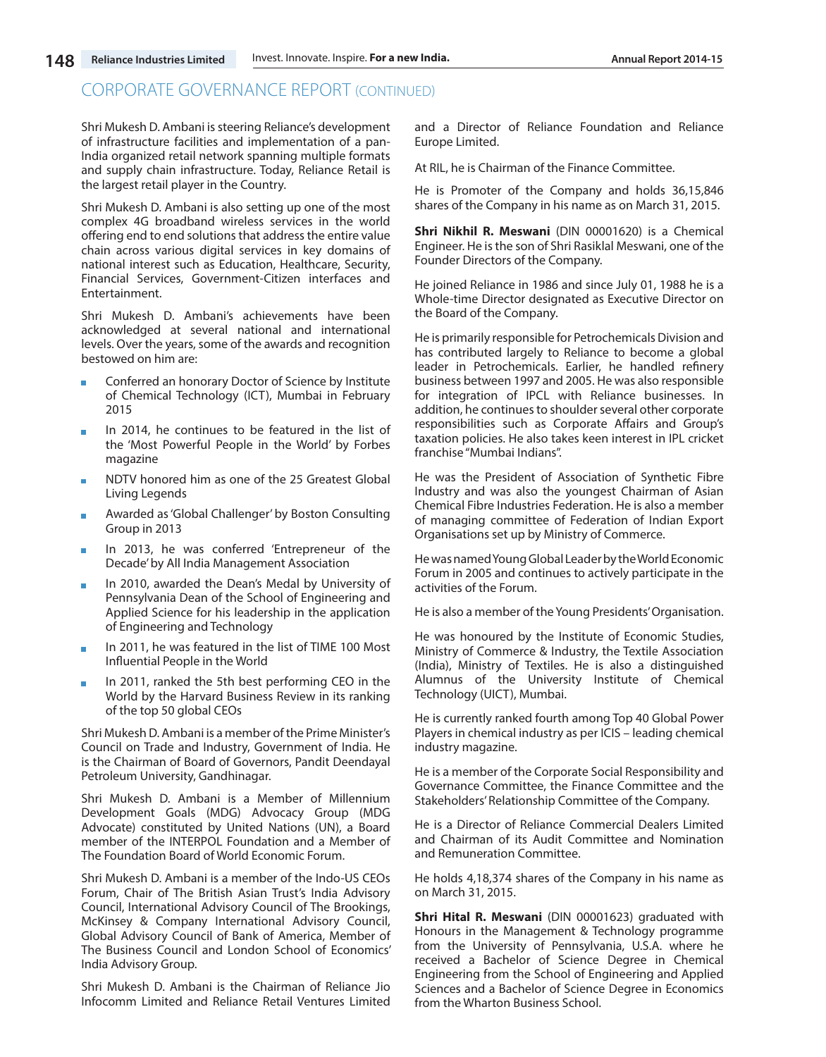## CORPORATE GOVERNANCE REPORT (CONTINUED)

Shri Mukesh D. Ambani is steering Reliance's development of infrastructure facilities and implementation of a pan-India organized retail network spanning multiple formats and supply chain infrastructure. Today, Reliance Retail is the largest retail player in the Country.

Shri Mukesh D. Ambani is also setting up one of the most complex 4G broadband wireless services in the world offering end to end solutions that address the entire value chain across various digital services in key domains of national interest such as Education, Healthcare, Security, Financial Services, Government-Citizen interfaces and Entertainment.

Shri Mukesh D. Ambani's achievements have been acknowledged at several national and international levels. Over the years, some of the awards and recognition bestowed on him are:

- Conferred an honorary Doctor of Science by Institute of Chemical Technology (ICT), Mumbai in February 2015
- In 2014, he continues to be featured in the list of the 'Most Powerful People in the World' by Forbes magazine
- NDTV honored him as one of the 25 Greatest Global Living Legends
- Awarded as 'Global Challenger' by Boston Consulting Group in 2013
- In 2013, he was conferred 'Entrepreneur of the Decade' by All India Management Association
- In 2010, awarded the Dean's Medal by University of Pennsylvania Dean of the School of Engineering and Applied Science for his leadership in the application of Engineering and Technology
- In 2011, he was featured in the list of TIME 100 Most Influential People in the World
- In 2011, ranked the 5th best performing CEO in the World by the Harvard Business Review in its ranking of the top 50 global CEOs

Shri Mukesh D. Ambani is a member of the Prime Minister's Council on Trade and Industry, Government of India. He is the Chairman of Board of Governors, Pandit Deendayal Petroleum University, Gandhinagar.

Shri Mukesh D. Ambani is a Member of Millennium Development Goals (MDG) Advocacy Group (MDG Advocate) constituted by United Nations (UN), a Board member of the INTERPOL Foundation and a Member of The Foundation Board of World Economic Forum.

Shri Mukesh D. Ambani is a member of the Indo-US CEOs Forum, Chair of The British Asian Trust's India Advisory Council, International Advisory Council of The Brookings, McKinsey & Company International Advisory Council, Global Advisory Council of Bank of America, Member of The Business Council and London School of Economics' India Advisory Group.

Shri Mukesh D. Ambani is the Chairman of Reliance Jio Infocomm Limited and Reliance Retail Ventures Limited and a Director of Reliance Foundation and Reliance Europe Limited.

At RIL, he is Chairman of the Finance Committee.

He is Promoter of the Company and holds 36,15,846 shares of the Company in his name as on March 31, 2015.

**Shri Nikhil R. Meswani** (DIN 00001620) is a Chemical Engineer. He is the son of Shri Rasiklal Meswani, one of the Founder Directors of the Company.

He joined Reliance in 1986 and since July 01, 1988 he is a Whole-time Director designated as Executive Director on the Board of the Company.

He is primarily responsible for Petrochemicals Division and has contributed largely to Reliance to become a global leader in Petrochemicals. Earlier, he handled refinery business between 1997 and 2005. He was also responsible for integration of IPCL with Reliance businesses. In addition, he continues to shoulder several other corporate responsibilities such as Corporate Affairs and Group's taxation policies. He also takes keen interest in IPL cricket franchise "Mumbai Indians".

He was the President of Association of Synthetic Fibre Industry and was also the youngest Chairman of Asian Chemical Fibre Industries Federation. He is also a member of managing committee of Federation of Indian Export Organisations set up by Ministry of Commerce.

He was named Young Global Leader by the World Economic Forum in 2005 and continues to actively participate in the activities of the Forum.

He is also a member of the Young Presidents' Organisation.

He was honoured by the Institute of Economic Studies, Ministry of Commerce & Industry, the Textile Association (India), Ministry of Textiles. He is also a distinguished Alumnus of the University Institute of Chemical Technology (UICT), Mumbai.

He is currently ranked fourth among Top 40 Global Power Players in chemical industry as per ICIS – leading chemical industry magazine.

He is a member of the Corporate Social Responsibility and Governance Committee, the Finance Committee and the Stakeholders' Relationship Committee of the Company.

He is a Director of Reliance Commercial Dealers Limited and Chairman of its Audit Committee and Nomination and Remuneration Committee.

He holds 4,18,374 shares of the Company in his name as on March 31, 2015.

**Shri Hital R. Meswani** (DIN 00001623) graduated with Honours in the Management & Technology programme from the University of Pennsylvania, U.S.A. where he received a Bachelor of Science Degree in Chemical Engineering from the School of Engineering and Applied Sciences and a Bachelor of Science Degree in Economics from the Wharton Business School.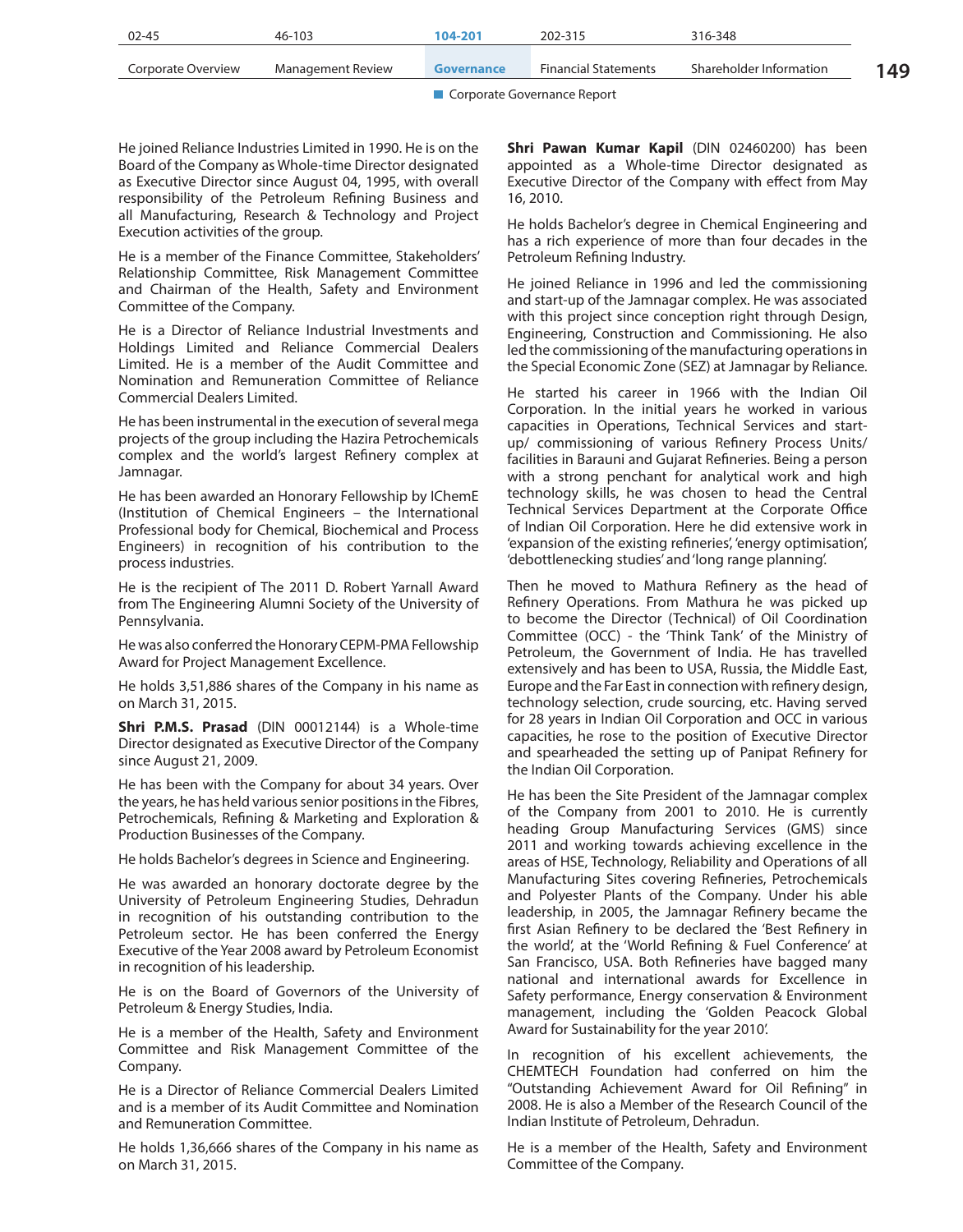He joined Reliance Industries Limited in 1990. He is on the Board of the Company as Whole-time Director designated as Executive Director since August 04, 1995, with overall responsibility of the Petroleum Refining Business and all Manufacturing, Research & Technology and Project Execution activities of the group.

He is a member of the Finance Committee, Stakeholders' Relationship Committee, Risk Management Committee and Chairman of the Health, Safety and Environment Committee of the Company.

He is a Director of Reliance Industrial Investments and Holdings Limited and Reliance Commercial Dealers Limited. He is a member of the Audit Committee and Nomination and Remuneration Committee of Reliance Commercial Dealers Limited.

He has been instrumental in the execution of several mega projects of the group including the Hazira Petrochemicals complex and the world's largest Refinery complex at Jamnagar.

He has been awarded an Honorary Fellowship by IChemE (Institution of Chemical Engineers – the International Professional body for Chemical, Biochemical and Process Engineers) in recognition of his contribution to the process industries.

He is the recipient of The 2011 D. Robert Yarnall Award from The Engineering Alumni Society of the University of Pennsylvania.

He was also conferred the Honorary CEPM-PMA Fellowship Award for Project Management Excellence.

He holds 3,51,886 shares of the Company in his name as on March 31, 2015.

**Shri P.M.S. Prasad** (DIN 00012144) is a Whole-time Director designated as Executive Director of the Company since August 21, 2009.

He has been with the Company for about 34 years. Over the years, he has held various senior positions in the Fibres, Petrochemicals, Refining & Marketing and Exploration & Production Businesses of the Company.

He holds Bachelor's degrees in Science and Engineering.

He was awarded an honorary doctorate degree by the University of Petroleum Engineering Studies, Dehradun in recognition of his outstanding contribution to the Petroleum sector. He has been conferred the Energy Executive of the Year 2008 award by Petroleum Economist in recognition of his leadership.

He is on the Board of Governors of the University of Petroleum & Energy Studies, India.

He is a member of the Health, Safety and Environment Committee and Risk Management Committee of the Company.

He is a Director of Reliance Commercial Dealers Limited and is a member of its Audit Committee and Nomination and Remuneration Committee.

He holds 1,36,666 shares of the Company in his name as on March 31, 2015.

**Shri Pawan Kumar Kapil** (DIN 02460200) has been appointed as a Whole-time Director designated as Executive Director of the Company with effect from May 16, 2010.

He holds Bachelor's degree in Chemical Engineering and has a rich experience of more than four decades in the Petroleum Refining Industry.

He joined Reliance in 1996 and led the commissioning and start-up of the Jamnagar complex. He was associated with this project since conception right through Design, Engineering, Construction and Commissioning. He also led the commissioning of the manufacturing operations in the Special Economic Zone (SEZ) at Jamnagar by Reliance.

He started his career in 1966 with the Indian Oil Corporation. In the initial years he worked in various capacities in Operations, Technical Services and start-up/ commissioning of various Refinery Process Units/ facilities in Barauni and Gujarat Refineries. Being a person with a strong penchant for analytical work and high technology skills, he was chosen to head the Central Technical Services Department at the Corporate Office of Indian Oil Corporation. Here he did extensive work in 'expansion of the existing refineries', 'energy optimisation', 'debottlenecking studies' and 'long range planning'.

Then he moved to Mathura Refinery as the head of Refinery Operations. From Mathura he was picked up to become the Director (Technical) of Oil Coordination Committee (OCC) - the 'Think Tank' of the Ministry of Petroleum, the Government of India. He has travelled extensively and has been to USA, Russia, the Middle East, Europe and the Far East in connection with refinery design, technology selection, crude sourcing, etc. Having served for 28 years in Indian Oil Corporation and OCC in various capacities, he rose to the position of Executive Director and spearheaded the setting up of Panipat Refinery for the Indian Oil Corporation.

He has been the Site President of the Jamnagar complex of the Company from 2001 to 2010. He is currently heading Group Manufacturing Services (GMS) since 2011 and working towards achieving excellence in the areas of HSE, Technology, Reliability and Operations of all Manufacturing Sites covering Refineries, Petrochemicals and Polyester Plants of the Company. Under his able leadership, in 2005, the Jamnagar Refinery became the first Asian Refinery to be declared the 'Best Refinery in the world', at the 'World Refining & Fuel Conference' at San Francisco, USA. Both Refineries have bagged many national and international awards for Excellence in Safety performance, Energy conservation & Environment management, including the 'Golden Peacock Global Award for Sustainability for the year 2010'.

In recognition of his excellent achievements, the CHEMTECH Foundation had conferred on him the "Outstanding Achievement Award for Oil Refining" in 2008. He is also a Member of the Research Council of the Indian Institute of Petroleum, Dehradun.

He is a member of the Health, Safety and Environment Committee of the Company.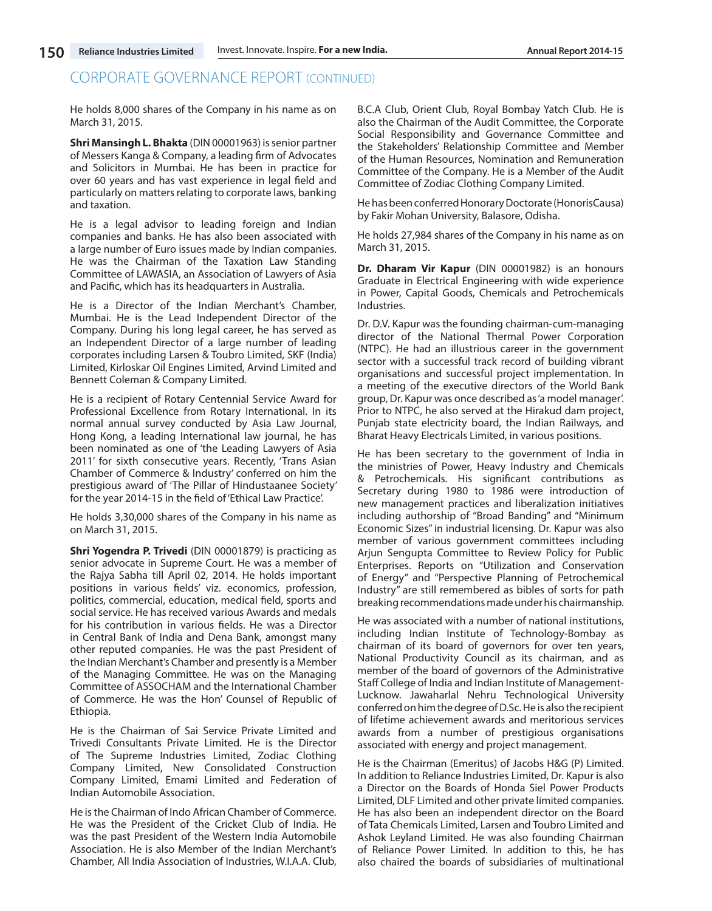## CORPORATE GOVERNANCE REPORT (CONTINUED)

He holds 8,000 shares of the Company in his name as on March 31, 2015.

**Shri Mansingh L. Bhakta** (DIN 00001963) is senior partner of Messers Kanga & Company, a leading firm of Advocates and Solicitors in Mumbai. He has been in practice for over 60 years and has vast experience in legal field and particularly on matters relating to corporate laws, banking and taxation.

He is a legal advisor to leading foreign and Indian companies and banks. He has also been associated with a large number of Euro issues made by Indian companies. He was the Chairman of the Taxation Law Standing Committee of LAWASIA, an Association of Lawyers of Asia and Pacific, which has its headquarters in Australia.

He is a Director of the Indian Merchant's Chamber, Mumbai. He is the Lead Independent Director of the Company. During his long legal career, he has served as an Independent Director of a large number of leading corporates including Larsen & Toubro Limited, SKF (India) Limited, Kirloskar Oil Engines Limited, Arvind Limited and Bennett Coleman & Company Limited.

He is a recipient of Rotary Centennial Service Award for Professional Excellence from Rotary International. In its normal annual survey conducted by Asia Law Journal, Hong Kong, a leading International law journal, he has been nominated as one of 'the Leading Lawyers of Asia 2011' for sixth consecutive years. Recently, 'Trans Asian Chamber of Commerce & Industry' conferred on him the prestigious award of 'The Pillar of Hindustaanee Society' for the year 2014-15 in the field of 'Ethical Law Practice'.

He holds 3,30,000 shares of the Company in his name as on March 31, 2015.

**Shri Yogendra P. Trivedi** (DIN 00001879) is practicing as senior advocate in Supreme Court. He was a member of the Rajya Sabha till April 02, 2014. He holds important positions in various fields' viz. economics, profession, politics, commercial, education, medical field, sports and social service. He has received various Awards and medals for his contribution in various fields. He was a Director in Central Bank of India and Dena Bank, amongst many other reputed companies. He was the past President of the Indian Merchant's Chamber and presently is a Member of the Managing Committee. He was on the Managing Committee of ASSOCHAM and the International Chamber of Commerce. He was the Hon' Counsel of Republic of Ethiopia.

He is the Chairman of Sai Service Private Limited and Trivedi Consultants Private Limited. He is the Director of The Supreme Industries Limited, Zodiac Clothing Company Limited, New Consolidated Construction Company Limited, Emami Limited and Federation of Indian Automobile Association.

He is the Chairman of Indo African Chamber of Commerce. He was the President of the Cricket Club of India. He was the past President of the Western India Automobile Association. He is also Member of the Indian Merchant's Chamber, All India Association of Industries, W.I.A.A. Club, B.C.A Club, Orient Club, Royal Bombay Yatch Club. He is also the Chairman of the Audit Committee, the Corporate Social Responsibility and Governance Committee and the Stakeholders' Relationship Committee and Member of the Human Resources, Nomination and Remuneration Committee of the Company. He is a Member of the Audit Committee of Zodiac Clothing Company Limited.

He has been conferred Honorary Doctorate (HonorisCausa) by Fakir Mohan University, Balasore, Odisha.

He holds 27,984 shares of the Company in his name as on March 31, 2015.

**Dr. Dharam Vir Kapur** (DIN 00001982) is an honours Graduate in Electrical Engineering with wide experience in Power, Capital Goods, Chemicals and Petrochemicals Industries.

Dr. D.V. Kapur was the founding chairman-cum-managing director of the National Thermal Power Corporation (NTPC). He had an illustrious career in the government sector with a successful track record of building vibrant organisations and successful project implementation. In a meeting of the executive directors of the World Bank group, Dr. Kapur was once described as 'a model manager'. Prior to NTPC, he also served at the Hirakud dam project, Punjab state electricity board, the Indian Railways, and Bharat Heavy Electricals Limited, in various positions.

He has been secretary to the government of India in the ministries of Power, Heavy Industry and Chemicals & Petrochemicals. His significant contributions as Secretary during 1980 to 1986 were introduction of new management practices and liberalization initiatives including authorship of "Broad Banding" and "Minimum Economic Sizes" in industrial licensing. Dr. Kapur was also member of various government committees including Arjun Sengupta Committee to Review Policy for Public Enterprises. Reports on "Utilization and Conservation of Energy" and "Perspective Planning of Petrochemical Industry" are still remembered as bibles of sorts for path breaking recommendations made under his chairmanship.

He was associated with a number of national institutions, including Indian Institute of Technology-Bombay as chairman of its board of governors for over ten years, National Productivity Council as its chairman, and as member of the board of governors of the Administrative Staff College of India and Indian Institute of Management-Lucknow. Jawaharlal Nehru Technological University conferred on him the degree of D.Sc. He is also the recipient of lifetime achievement awards and meritorious services awards from a number of prestigious organisations associated with energy and project management.

He is the Chairman (Emeritus) of Jacobs H&G (P) Limited. In addition to Reliance Industries Limited, Dr. Kapur is also a Director on the Boards of Honda Siel Power Products Limited, DLF Limited and other private limited companies. He has also been an independent director on the Board of Tata Chemicals Limited, Larsen and Toubro Limited and Ashok Leyland Limited. He was also founding Chairman of Reliance Power Limited. In addition to this, he has also chaired the boards of subsidiaries of multinational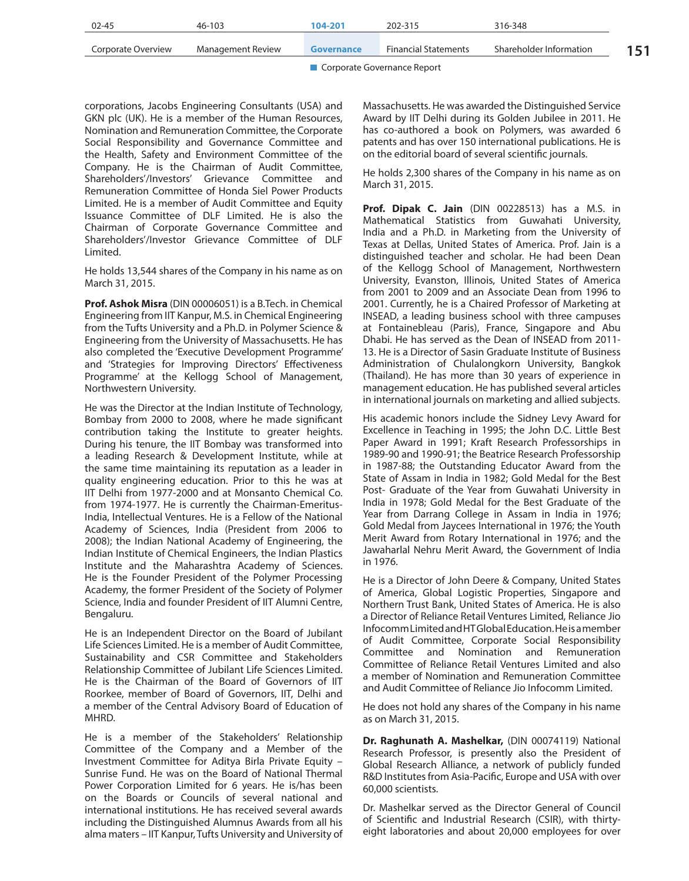corporations, Jacobs Engineering Consultants (USA) and GKN plc (UK). He is a member of the Human Resources, Nomination and Remuneration Committee, the Corporate Social Responsibility and Governance Committee and the Health, Safety and Environment Committee of the Company. He is the Chairman of Audit Committee, Shareholders'/Investors' Grievance Committee and Remuneration Committee of Honda Siel Power Products Limited. He is a member of Audit Committee and Equity Issuance Committee of DLF Limited. He is also the Chairman of Corporate Governance Committee and Shareholders'/Investor Grievance Committee of DLF Limited.

He holds 13,544 shares of the Company in his name as on March 31, 2015.

**Prof. Ashok Misra** (DIN 00006051) is a B.Tech. in Chemical Engineering from IIT Kanpur, M.S. in Chemical Engineering from the Tufts University and a Ph.D. in Polymer Science & Engineering from the University of Massachusetts. He has also completed the 'Executive Development Programme' and 'Strategies for Improving Directors' Effectiveness Programme' at the Kellogg School of Management, Northwestern University.

He was the Director at the Indian Institute of Technology, Bombay from 2000 to 2008, where he made significant contribution taking the Institute to greater heights. During his tenure, the IIT Bombay was transformed into a leading Research & Development Institute, while at the same time maintaining its reputation as a leader in quality engineering education. Prior to this he was at IIT Delhi from 1977-2000 and at Monsanto Chemical Co. from 1974-1977. He is currently the Chairman-Emeritus-India, Intellectual Ventures. He is a Fellow of the National Academy of Sciences, India (President from 2006 to 2008); the Indian National Academy of Engineering, the Indian Institute of Chemical Engineers, the Indian Plastics Institute and the Maharashtra Academy of Sciences. He is the Founder President of the Polymer Processing Academy, the former President of the Society of Polymer Science, India and founder President of IIT Alumni Centre, Bengaluru.

He is an Independent Director on the Board of Jubilant Life Sciences Limited. He is a member of Audit Committee, Sustainability and CSR Committee and Stakeholders Relationship Committee of Jubilant Life Sciences Limited. He is the Chairman of the Board of Governors of IIT Roorkee, member of Board of Governors, IIT, Delhi and a member of the Central Advisory Board of Education of MHRD.

He is a member of the Stakeholders' Relationship Committee of the Company and a Member of the Investment Committee for Aditya Birla Private Equity – Sunrise Fund. He was on the Board of National Thermal Power Corporation Limited for 6 years. He is/has been on the Boards or Councils of several national and international institutions. He has received several awards including the Distinguished Alumnus Awards from all his alma maters – IIT Kanpur, Tufts University and University of Massachusetts. He was awarded the Distinguished Service Award by IIT Delhi during its Golden Jubilee in 2011. He has co-authored a book on Polymers, was awarded 6 patents and has over 150 international publications. He is on the editorial board of several scientific journals.

He holds 2,300 shares of the Company in his name as on March 31, 2015.

**Prof. Dipak C. Jain** (DIN 00228513) has a M.S. in Mathematical Statistics from Guwahati University, India and a Ph.D. in Marketing from the University of Texas at Dellas, United States of America. Prof. Jain is a distinguished teacher and scholar. He had been Dean of the Kellogg School of Management, Northwestern University, Evanston, Illinois, United States of America from 2001 to 2009 and an Associate Dean from 1996 to 2001. Currently, he is a Chaired Professor of Marketing at INSEAD, a leading business school with three campuses at Fontainebleau (Paris), France, Singapore and Abu Dhabi. He has served as the Dean of INSEAD from 2011-13. He is a Director of Sasin Graduate Institute of Business Administration of Chulalongkorn University, Bangkok (Thailand). He has more than 30 years of experience in management education. He has published several articles in international journals on marketing and allied subjects.

His academic honors include the Sidney Levy Award for Excellence in Teaching in 1995; the John D.C. Little Best Paper Award in 1991; Kraft Research Professorships in 1989-90 and 1990-91; the Beatrice Research Professorship in 1987-88; the Outstanding Educator Award from the State of Assam in India in 1982; Gold Medal for the Best Post- Graduate of the Year from Guwahati University in India in 1978; Gold Medal for the Best Graduate of the Year from Darrang College in Assam in India in 1976; Gold Medal from Jaycees International in 1976; the Youth Merit Award from Rotary International in 1976; and the Jawaharlal Nehru Merit Award, the Government of India in 1976.

He is a Director of John Deere & Company, United States of America, Global Logistic Properties, Singapore and Northern Trust Bank, United States of America. He is also a Director of Reliance Retail Ventures Limited, Reliance Jio Infocomm Limited and HT Global Education. He is a member of Audit Committee, Corporate Social Responsibility Committee and Nomination and Remuneration Committee of Reliance Retail Ventures Limited and also a member of Nomination and Remuneration Committee and Audit Committee of Reliance Jio Infocomm Limited.

He does not hold any shares of the Company in his name as on March 31, 2015.

**Dr. Raghunath A. Mashelkar,** (DIN 00074119) National Research Professor, is presently also the President of Global Research Alliance, a network of publicly funded R&D Institutes from Asia-Pacific, Europe and USA with over 60,000 scientists.

Dr. Mashelkar served as the Director General of Council of Scientific and Industrial Research (CSIR), with thirty-eight laboratories and about 20,000 employees for over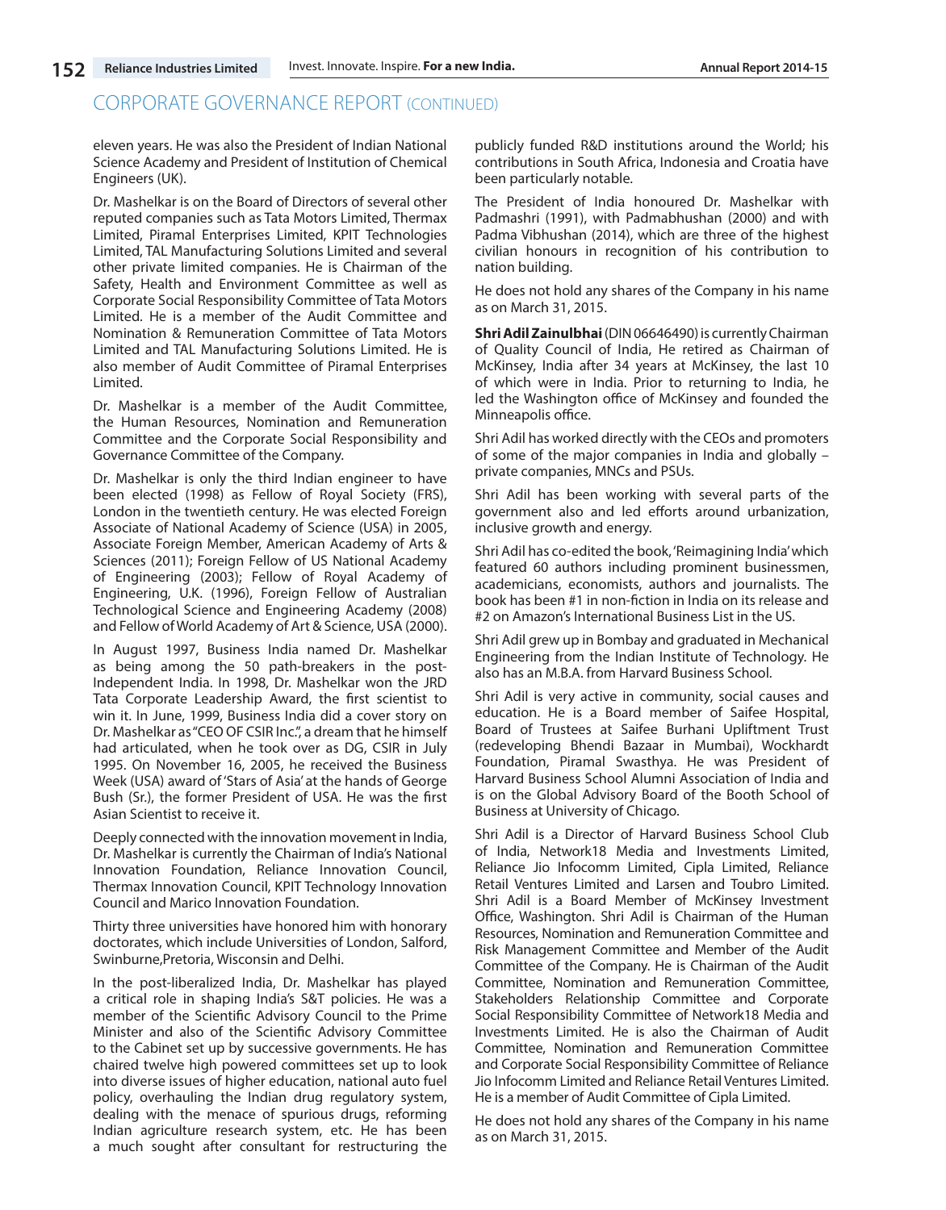## CORPORATE GOVERNANCE REPORT (CONTINUED)

eleven years. He was also the President of Indian National Science Academy and President of Institution of Chemical Engineers (UK).

Dr. Mashelkar is on the Board of Directors of several other reputed companies such as Tata Motors Limited, Thermax Limited, Piramal Enterprises Limited, KPIT Technologies Limited, TAL Manufacturing Solutions Limited and several other private limited companies. He is Chairman of the Safety, Health and Environment Committee as well as Corporate Social Responsibility Committee of Tata Motors Limited. He is a member of the Audit Committee and Nomination & Remuneration Committee of Tata Motors Limited and TAL Manufacturing Solutions Limited. He is also member of Audit Committee of Piramal Enterprises Limited.

Dr. Mashelkar is a member of the Audit Committee, the Human Resources, Nomination and Remuneration Committee and the Corporate Social Responsibility and Governance Committee of the Company.

Dr. Mashelkar is only the third Indian engineer to have been elected (1998) as Fellow of Royal Society (FRS), London in the twentieth century. He was elected Foreign Associate of National Academy of Science (USA) in 2005, Associate Foreign Member, American Academy of Arts & Sciences (2011); Foreign Fellow of US National Academy of Engineering (2003); Fellow of Royal Academy of Engineering, U.K. (1996), Foreign Fellow of Australian Technological Science and Engineering Academy (2008) and Fellow of World Academy of Art & Science, USA (2000).

In August 1997, Business India named Dr. Mashelkar as being among the 50 path-breakers in the post-Independent India. In 1998, Dr. Mashelkar won the JRD Tata Corporate Leadership Award, the first scientist to win it. In June, 1999, Business India did a cover story on Dr. Mashelkar as "CEO OF CSIR Inc.", a dream that he himself had articulated, when he took over as DG, CSIR in July 1995. On November 16, 2005, he received the Business Week (USA) award of 'Stars of Asia' at the hands of George Bush (Sr.), the former President of USA. He was the first Asian Scientist to receive it.

Deeply connected with the innovation movement in India, Dr. Mashelkar is currently the Chairman of India's National Innovation Foundation, Reliance Innovation Council, Thermax Innovation Council, KPIT Technology Innovation Council and Marico Innovation Foundation.

Thirty three universities have honored him with honorary doctorates, which include Universities of London, Salford, Swinburne,Pretoria, Wisconsin and Delhi.

In the post-liberalized India, Dr. Mashelkar has played a critical role in shaping India's S&T policies. He was a member of the Scientific Advisory Council to the Prime Minister and also of the Scientific Advisory Committee to the Cabinet set up by successive governments. He has chaired twelve high powered committees set up to look into diverse issues of higher education, national auto fuel policy, overhauling the Indian drug regulatory system, dealing with the menace of spurious drugs, reforming Indian agriculture research system, etc. He has been a much sought after consultant for restructuring the publicly funded R&D institutions around the World; his contributions in South Africa, Indonesia and Croatia have been particularly notable.

The President of India honoured Dr. Mashelkar with Padmashri (1991), with Padmabhushan (2000) and with Padma Vibhushan (2014), which are three of the highest civilian honours in recognition of his contribution to nation building.

He does not hold any shares of the Company in his name as on March 31, 2015.

**Shri Adil Zainulbhai** (DIN 06646490) is currently Chairman of Quality Council of India, He retired as Chairman of McKinsey, India after 34 years at McKinsey, the last 10 of which were in India. Prior to returning to India, he led the Washington office of McKinsey and founded the Minneapolis office.

Shri Adil has worked directly with the CEOs and promoters of some of the major companies in India and globally – private companies, MNCs and PSUs.

Shri Adil has been working with several parts of the government also and led efforts around urbanization, inclusive growth and energy.

Shri Adil has co-edited the book, 'Reimagining India' which featured 60 authors including prominent businessmen, academicians, economists, authors and journalists. The book has been #1 in non-fiction in India on its release and #2 on Amazon's International Business List in the US.

Shri Adil grew up in Bombay and graduated in Mechanical Engineering from the Indian Institute of Technology. He also has an M.B.A. from Harvard Business School.

Shri Adil is very active in community, social causes and education. He is a Board member of Saifee Hospital, Board of Trustees at Saifee Burhani Upliftment Trust (redeveloping Bhendi Bazaar in Mumbai), Wockhardt Foundation, Piramal Swasthya. He was President of Harvard Business School Alumni Association of India and is on the Global Advisory Board of the Booth School of Business at University of Chicago.

Shri Adil is a Director of Harvard Business School Club of India, Network18 Media and Investments Limited, Reliance Jio Infocomm Limited, Cipla Limited, Reliance Retail Ventures Limited and Larsen and Toubro Limited. Shri Adil is a Board Member of McKinsey Investment Office, Washington. Shri Adil is Chairman of the Human Resources, Nomination and Remuneration Committee and Risk Management Committee and Member of the Audit Committee of the Company. He is Chairman of the Audit Committee, Nomination and Remuneration Committee, Stakeholders Relationship Committee and Corporate Social Responsibility Committee of Network18 Media and Investments Limited. He is also the Chairman of Audit Committee, Nomination and Remuneration Committee and Corporate Social Responsibility Committee of Reliance Jio Infocomm Limited and Reliance Retail Ventures Limited. He is a member of Audit Committee of Cipla Limited.

He does not hold any shares of the Company in his name as on March 31, 2015.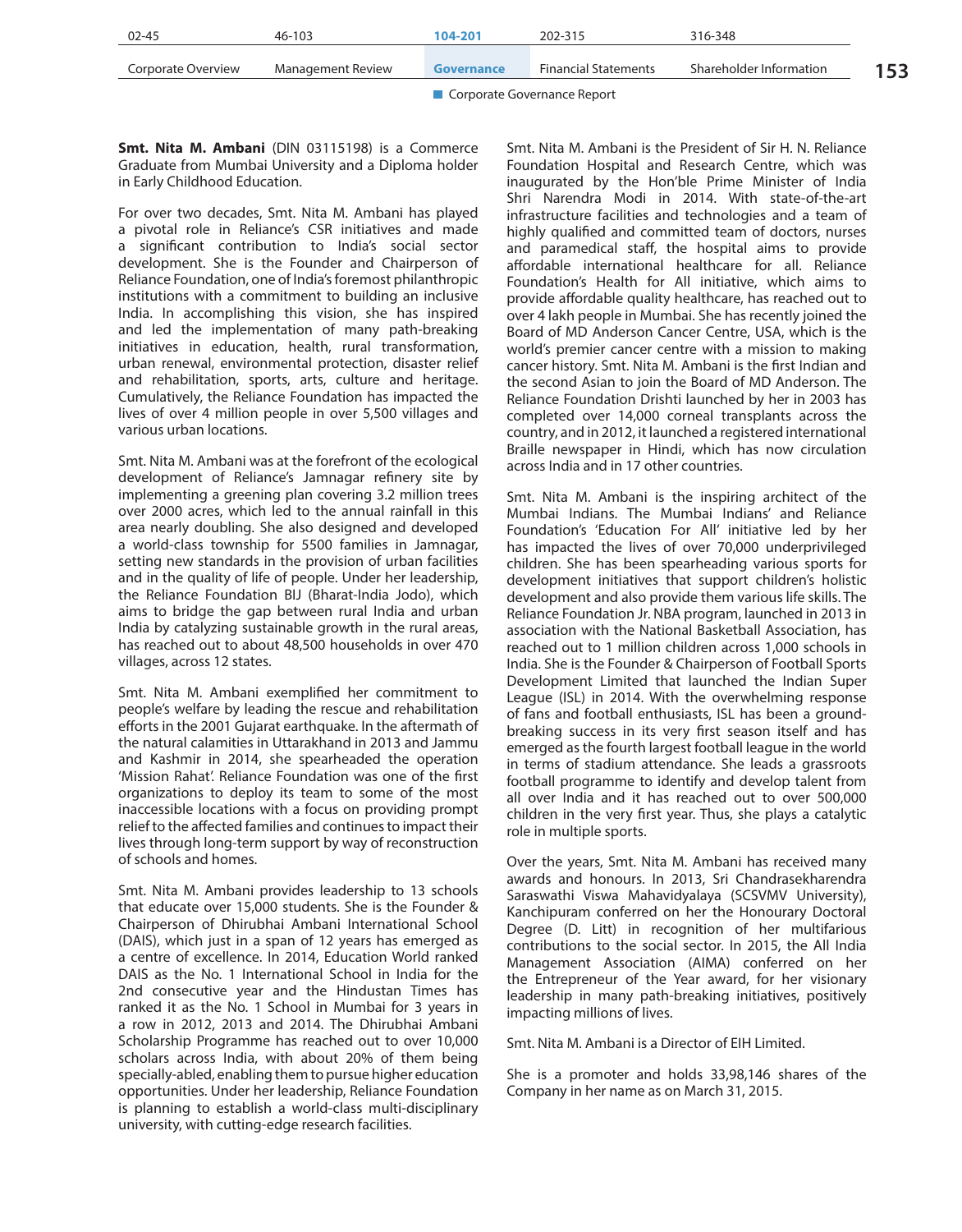**Smt. Nita M. Ambani** (DIN 03115198) is a Commerce Graduate from Mumbai University and a Diploma holder in Early Childhood Education.

For over two decades, Smt. Nita M. Ambani has played a pivotal role in Reliance's CSR initiatives and made a significant contribution to India's social sector development. She is the Founder and Chairperson of Reliance Foundation, one of India's foremost philanthropic institutions with a commitment to building an inclusive India. In accomplishing this vision, she has inspired and led the implementation of many path-breaking initiatives in education, health, rural transformation, urban renewal, environmental protection, disaster relief and rehabilitation, sports, arts, culture and heritage. Cumulatively, the Reliance Foundation has impacted the lives of over 4 million people in over 5,500 villages and various urban locations.

Smt. Nita M. Ambani was at the forefront of the ecological development of Reliance's Jamnagar refinery site by implementing a greening plan covering 3.2 million trees over 2000 acres, which led to the annual rainfall in this area nearly doubling. She also designed and developed a world-class township for 5500 families in Jamnagar, setting new standards in the provision of urban facilities and in the quality of life of people. Under her leadership, the Reliance Foundation BIJ (Bharat-India Jodo), which aims to bridge the gap between rural India and urban India by catalyzing sustainable growth in the rural areas, has reached out to about 48,500 households in over 470 villages, across 12 states.

Smt. Nita M. Ambani exemplified her commitment to people's welfare by leading the rescue and rehabilitation efforts in the 2001 Gujarat earthquake. In the aftermath of the natural calamities in Uttarakhand in 2013 and Jammu and Kashmir in 2014, she spearheaded the operation 'Mission Rahat'. Reliance Foundation was one of the first organizations to deploy its team to some of the most inaccessible locations with a focus on providing prompt relief to the affected families and continues to impact their lives through long-term support by way of reconstruction of schools and homes.

Smt. Nita M. Ambani provides leadership to 13 schools that educate over 15,000 students. She is the Founder & Chairperson of Dhirubhai Ambani International School (DAIS), which just in a span of 12 years has emerged as a centre of excellence. In 2014, Education World ranked DAIS as the No. 1 International School in India for the 2nd consecutive year and the Hindustan Times has ranked it as the No. 1 School in Mumbai for 3 years in a row in 2012, 2013 and 2014. The Dhirubhai Ambani Scholarship Programme has reached out to over 10,000 scholars across India, with about 20% of them being specially-abled, enabling them to pursue higher education opportunities. Under her leadership, Reliance Foundation is planning to establish a world-class multi-disciplinary university, with cutting-edge research facilities.

Smt. Nita M. Ambani is the President of Sir H. N. Reliance Foundation Hospital and Research Centre, which was inaugurated by the Hon'ble Prime Minister of India Shri Narendra Modi in 2014. With state-of-the-art infrastructure facilities and technologies and a team of highly qualified and committed team of doctors, nurses and paramedical staff, the hospital aims to provide affordable international healthcare for all. Reliance Foundation's Health for All initiative, which aims to provide affordable quality healthcare, has reached out to over 4 lakh people in Mumbai. She has recently joined the Board of MD Anderson Cancer Centre, USA, which is the world's premier cancer centre with a mission to making cancer history. Smt. Nita M. Ambani is the first Indian and the second Asian to join the Board of MD Anderson. The Reliance Foundation Drishti launched by her in 2003 has completed over 14,000 corneal transplants across the country, and in 2012, it launched a registered international Braille newspaper in Hindi, which has now circulation across India and in 17 other countries.

Smt. Nita M. Ambani is the inspiring architect of the Mumbai Indians. The Mumbai Indians' and Reliance Foundation's 'Education For All' initiative led by her has impacted the lives of over 70,000 underprivileged children. She has been spearheading various sports for development initiatives that support children's holistic development and also provide them various life skills. The Reliance Foundation Jr. NBA program, launched in 2013 in association with the National Basketball Association, has reached out to 1 million children across 1,000 schools in India. She is the Founder & Chairperson of Football Sports Development Limited that launched the Indian Super League (ISL) in 2014. With the overwhelming response of fans and football enthusiasts, ISL has been a ground-breaking success in its very first season itself and has emerged as the fourth largest football league in the world in terms of stadium attendance. She leads a grassroots football programme to identify and develop talent from all over India and it has reached out to over 500,000 children in the very first year. Thus, she plays a catalytic role in multiple sports.

Over the years, Smt. Nita M. Ambani has received many awards and honours. In 2013, Sri Chandrasekharendra Saraswathi Viswa Mahavidyalaya (SCSVMV University), Kanchipuram conferred on her the Honourary Doctoral Degree (D. Litt) in recognition of her multifarious contributions to the social sector. In 2015, the All India Management Association (AIMA) conferred on her the Entrepreneur of the Year award, for her visionary leadership in many path-breaking initiatives, positively impacting millions of lives.

Smt. Nita M. Ambani is a Director of EIH Limited.

She is a promoter and holds 33,98,146 shares of the Company in her name as on March 31, 2015.